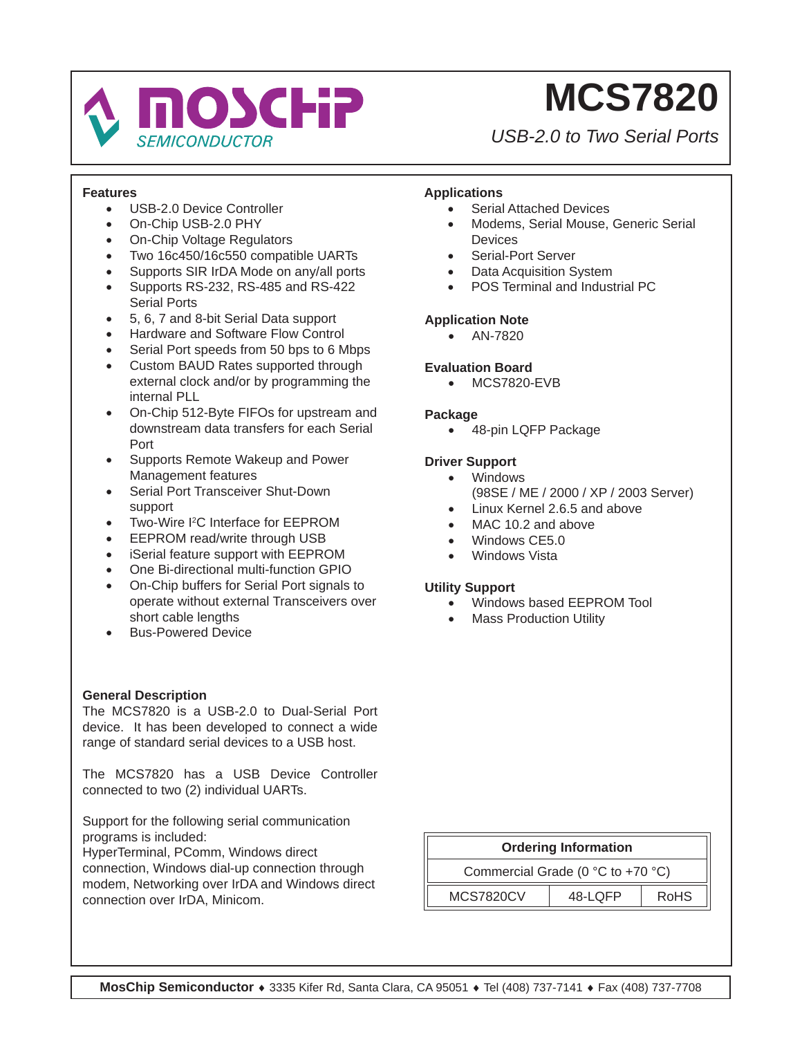MOSCHIP SEMICONDUCTOR

# MCS7820

*USB-2.0 to Two Serial Ports*

## Features

- USB-2.0 Device Controller
- On-Chip USB-2.0 PHY
- On-Chip Voltage Regulators
- Two 16c450/16c550 compatible UARTs
- Supports SIR IrDA Mode on any/all ports
- Supports RS-232, RS-485 and RS-422 Serial Ports
- 5, 6, 7 and 8-bit Serial Data support
- Hardware and Software Flow Control
- Serial Port speeds from 50 bps to 6 Mbps
- Custom BAUD Rates supported through external clock and/or by programming the internal PLL
- On-Chip 512-Byte FIFOs for upstream and downstream data transfers for each Serial Port
- Supports Remote Wakeup and Power Management features
- Serial Port Transceiver Shut-Down support
- Two-Wire I²C Interface for EEPROM
- EEPROM read/write through USB
- iSerial feature support with EEPROM
- One Bi-directional multi-function GPIO
- On-Chip buffers for Serial Port signals to operate without external Transceivers over short cable lengths
- Bus-Powered Device

## General Description

The MCS7820 is a USB-2.0 to Dual-Serial Port device. It has been developed to connect a wide range of standard serial devices to a USB host.

The MCS7820 has a USB Device Controller connected to two (2) individual UARTs.

Support for the following serial communication programs is included:
HyperTerminal, PComm, Windows direct connection, Windows dial-up connection through modem, Networking over IrDA and Windows direct connection over IrDA, Minicom.

## Applications

- Serial Attached Devices
- Modems, Serial Mouse, Generic Serial Devices
- Serial-Port Server
- Data Acquisition System
- POS Terminal and Industrial PC

## Application Note

- AN-7820

## Evaluation Board

- MCS7820-EVB

## Package

- 48-pin LQFP Package

## Driver Support

- Windows (98SE / ME / 2000 / XP / 2003 Server)
- Linux Kernel 2.6.5 and above
- MAC 10.2 and above
- Windows CE5.0
- Windows Vista

## Utility Support

- Windows based EEPROM Tool
- Mass Production Utility

| Ordering Information | | |
|---|---|---|
| Commercial Grade (0 °C to +70 °C) | | |
| MCS7820CV | 48-LQFP | RoHS |

**MosChip Semiconductor** ♦ 3335 Kifer Rd, Santa Clara, CA 95051 ♦ Tel (408) 737-7141 ♦ Fax (408) 737-7708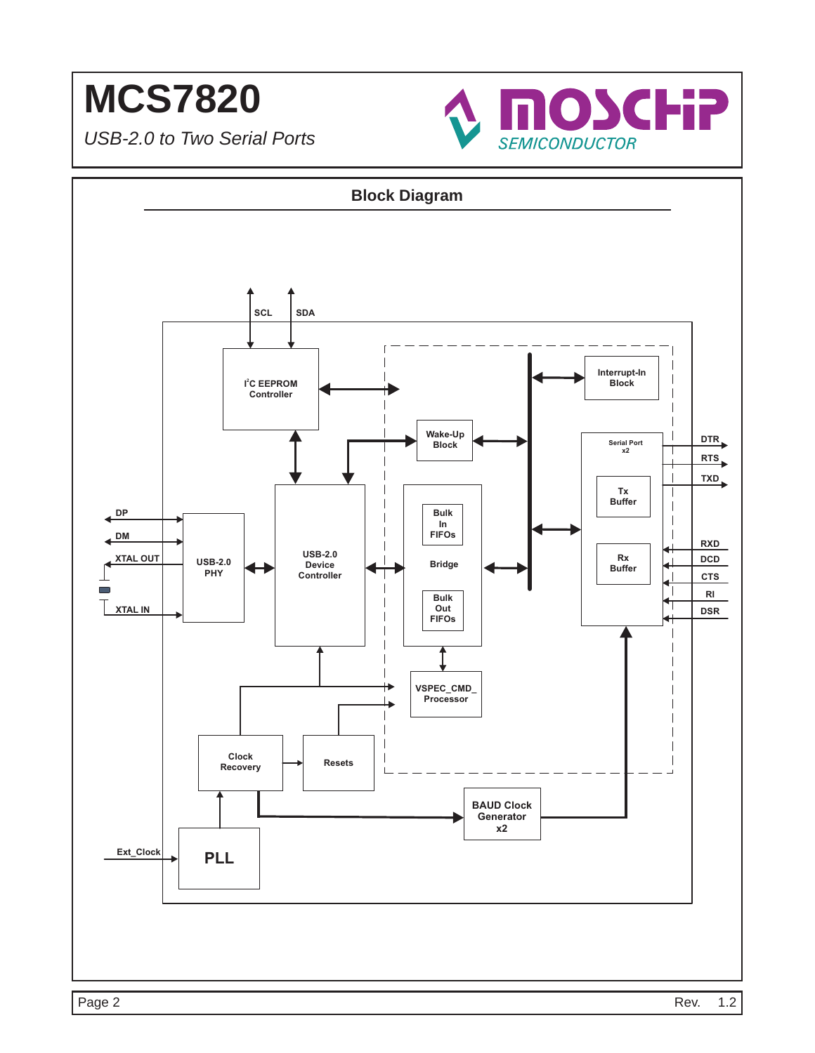## Block Diagram

SCL
SDA

I²C EEPROM Controller

Interrupt-In Block

Wake-Up Block

Serial Port x2

DTR
RTS
TXD

Tx Buffer

Rx Buffer

RXD
DCD
CTS
RI
DSR

DP
DM
XTAL OUT
XTAL IN

USB-2.0 PHY

USB-2.0 Device Controller

Bulk In FIFOs

Bridge

Bulk Out FIFOs

VSPEC_CMD_ Processor

Clock Recovery

Resets

BAUD Clock Generator x2

Ext_Clock

PLL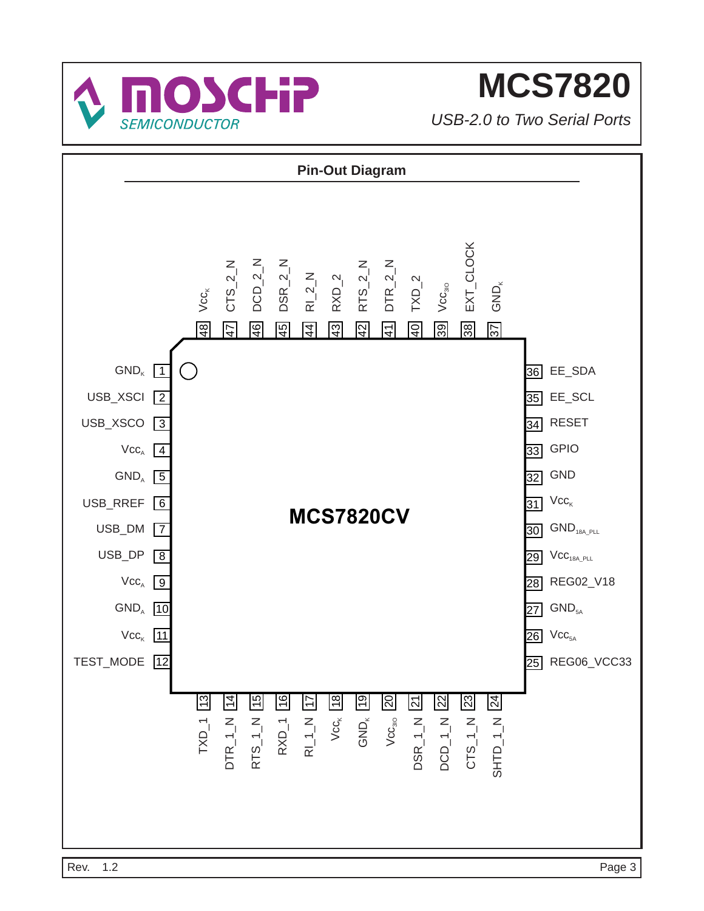# MCS7820

*USB-2.0 to Two Serial Ports*

## Pin-Out Diagram

**MCS7820CV**

| Pin | Name |
|---|---|
| 1 | $GND_K$ |
| 2 | USB_XSCI |
| 3 | USB_XSCO |
| 4 | $Vcc_A$ |
| 5 | $GND_A$ |
| 6 | USB_RREF |
| 7 | USB_DM |
| 8 | USB_DP |
| 9 | $Vcc_A$ |
| 10 | $GND_A$ |
| 11 | $Vcc_K$ |
| 12 | TEST_MODE |
| 13 | TXD_1 |
| 14 | DTR_1_N |
| 15 | RTS_1_N |
| 16 | RXD_1 |
| 17 | RI_1_N |
| 18 | $Vcc_K$ |
| 19 | $GND_K$ |
| 20 | $Vcc_{3IO}$ |
| 21 | DSR_1_N |
| 22 | DCD_1_N |
| 23 | CTS_1_N |
| 24 | SHTD_1_N |
| 25 | REG06_VCC33 |
| 26 | $Vcc_{5A}$ |
| 27 | $GND_{5A}$ |
| 28 | REG02_V18 |
| 29 | $Vcc_{18A\_PLL}$ |
| 30 | $GND_{18A\_PLL}$ |
| 31 | $Vcc_K$ |
| 32 | GND |
| 33 | GPIO |
| 34 | RESET |
| 35 | EE_SCL |
| 36 | EE_SDA |
| 37 | $GND_K$ |
| 38 | EXT_CLOCK |
| 39 | $Vcc_{3IO}$ |
| 40 | TXD_2 |
| 41 | DTR_2_N |
| 42 | RTS_2_N |
| 43 | RXD_2 |
| 44 | RI_2_N |
| 45 | DSR_2_N |
| 46 | DCD_2_N |
| 47 | CTS_2_N |
| 48 | $Vcc_K$ |

Rev. 1.2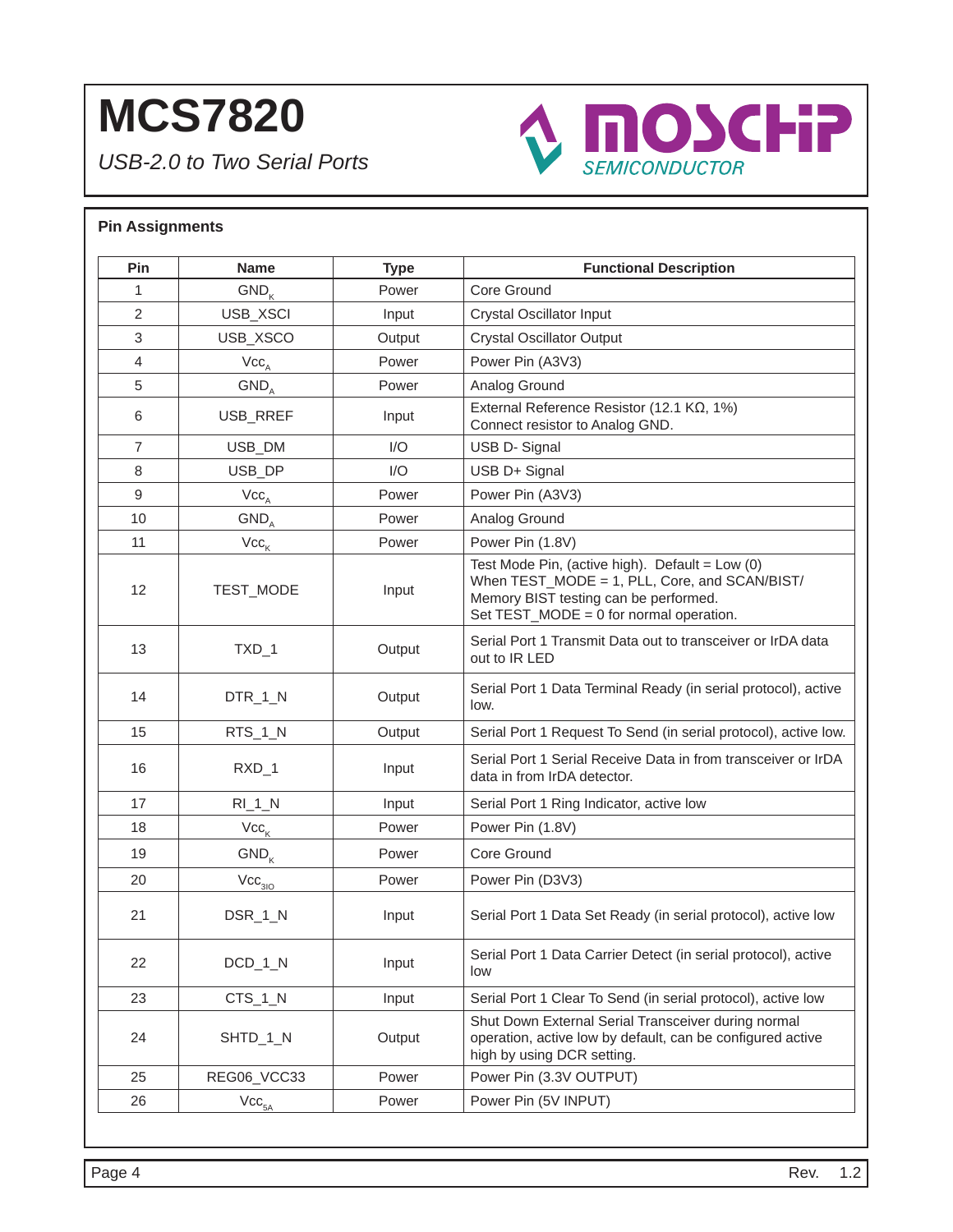## Pin Assignments

| Pin | Name | Type | Functional Description |
|---|---|---|---|
| 1 | $GND_K$ | Power | Core Ground |
| 2 | USB_XSCI | Input | Crystal Oscillator Input |
| 3 | USB_XSCO | Output | Crystal Oscillator Output |
| 4 | $Vcc_A$ | Power | Power Pin (A3V3) |
| 5 | $GND_A$ | Power | Analog Ground |
| 6 | USB_RREF | Input | External Reference Resistor (12.1 KΩ, 1%) Connect resistor to Analog GND. |
| 7 | USB_DM | I/O | USB D- Signal |
| 8 | USB_DP | I/O | USB D+ Signal |
| 9 | $Vcc_A$ | Power | Power Pin (A3V3) |
| 10 | $GND_A$ | Power | Analog Ground |
| 11 | $Vcc_K$ | Power | Power Pin (1.8V) |
| 12 | TEST_MODE | Input | Test Mode Pin, (active high). Default = Low (0) When TEST_MODE = 1, PLL, Core, and SCAN/BIST/ Memory BIST testing can be performed. Set TEST_MODE = 0 for normal operation. |
| 13 | TXD_1 | Output | Serial Port 1 Transmit Data out to transceiver or IrDA data out to IR LED |
| 14 | DTR_1_N | Output | Serial Port 1 Data Terminal Ready (in serial protocol), active low. |
| 15 | RTS_1_N | Output | Serial Port 1 Request To Send (in serial protocol), active low. |
| 16 | RXD_1 | Input | Serial Port 1 Serial Receive Data in from transceiver or IrDA data in from IrDA detector. |
| 17 | RI_1_N | Input | Serial Port 1 Ring Indicator, active low |
| 18 | $Vcc_K$ | Power | Power Pin (1.8V) |
| 19 | $GND_K$ | Power | Core Ground |
| 20 | $Vcc_{3IO}$ | Power | Power Pin (D3V3) |
| 21 | DSR_1_N | Input | Serial Port 1 Data Set Ready (in serial protocol), active low |
| 22 | DCD_1_N | Input | Serial Port 1 Data Carrier Detect (in serial protocol), active low |
| 23 | CTS_1_N | Input | Serial Port 1 Clear To Send (in serial protocol), active low |
| 24 | SHTD_1_N | Output | Shut Down External Serial Transceiver during normal operation, active low by default, can be configured active high by using DCR setting. |
| 25 | REG06_VCC33 | Power | Power Pin (3.3V OUTPUT) |
| 26 | $Vcc_{5A}$ | Power | Power Pin (5V INPUT) |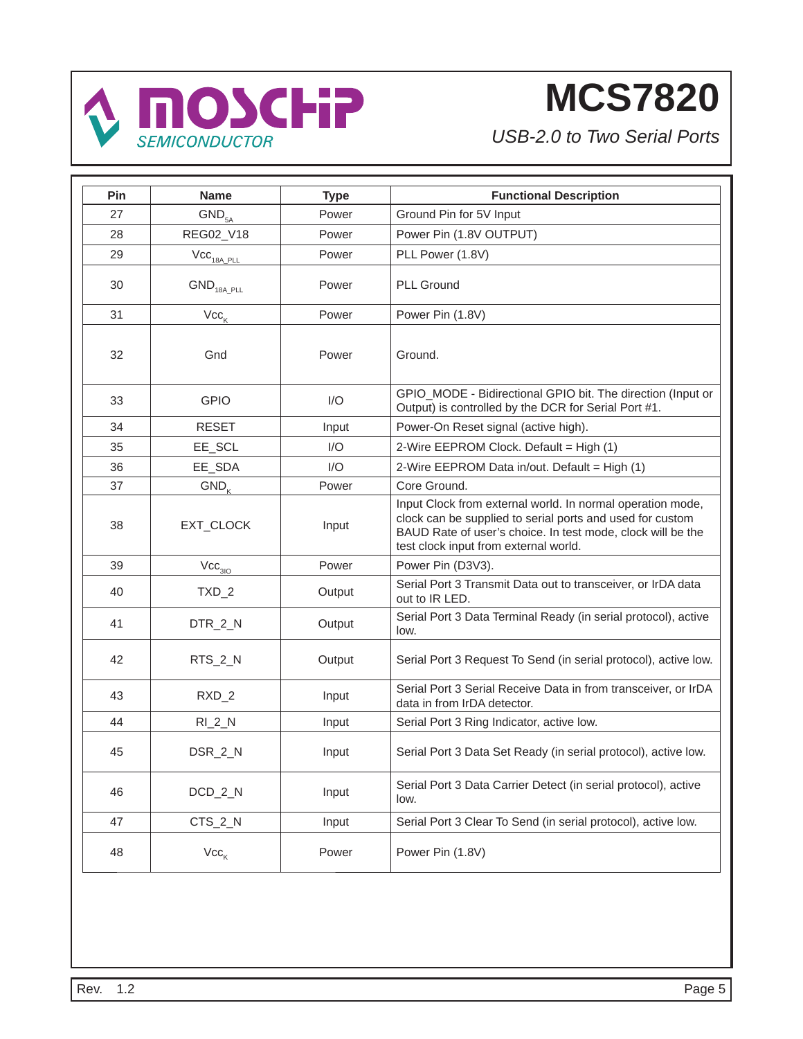| Pin | Name | Type | Functional Description |
|---|---|---|---|
| 27 | $GND_{5A}$ | Power | Ground Pin for 5V Input |
| 28 | REG02_V18 | Power | Power Pin (1.8V OUTPUT) |
| 29 | $Vcc_{18A\_PLL}$ | Power | PLL Power (1.8V) |
| 30 | $GND_{18A\_PLL}$ | Power | PLL Ground |
| 31 | $Vcc_{K}$ | Power | Power Pin (1.8V) |
| 32 | Gnd | Power | Ground. |
| 33 | GPIO | I/O | GPIO_MODE - Bidirectional GPIO bit. The direction (Input or Output) is controlled by the DCR for Serial Port #1. |
| 34 | RESET | Input | Power-On Reset signal (active high). |
| 35 | EE_SCL | I/O | 2-Wire EEPROM Clock. Default = High (1) |
| 36 | EE_SDA | I/O | 2-Wire EEPROM Data in/out. Default = High (1) |
| 37 | $GND_{K}$ | Power | Core Ground. |
| 38 | EXT_CLOCK | Input | Input Clock from external world. In normal operation mode, clock can be supplied to serial ports and used for custom BAUD Rate of user's choice. In test mode, clock will be the test clock input from external world. |
| 39 | $Vcc_{3IO}$ | Power | Power Pin (D3V3). |
| 40 | TXD_2 | Output | Serial Port 3 Transmit Data out to transceiver, or IrDA data out to IR LED. |
| 41 | DTR_2_N | Output | Serial Port 3 Data Terminal Ready (in serial protocol), active low. |
| 42 | RTS_2_N | Output | Serial Port 3 Request To Send (in serial protocol), active low. |
| 43 | RXD_2 | Input | Serial Port 3 Serial Receive Data in from transceiver, or IrDA data in from IrDA detector. |
| 44 | RI_2_N | Input | Serial Port 3 Ring Indicator, active low. |
| 45 | DSR_2_N | Input | Serial Port 3 Data Set Ready (in serial protocol), active low. |
| 46 | DCD_2_N | Input | Serial Port 3 Data Carrier Detect (in serial protocol), active low. |
| 47 | CTS_2_N | Input | Serial Port 3 Clear To Send (in serial protocol), active low. |
| 48 | $Vcc_{K}$ | Power | Power Pin (1.8V) |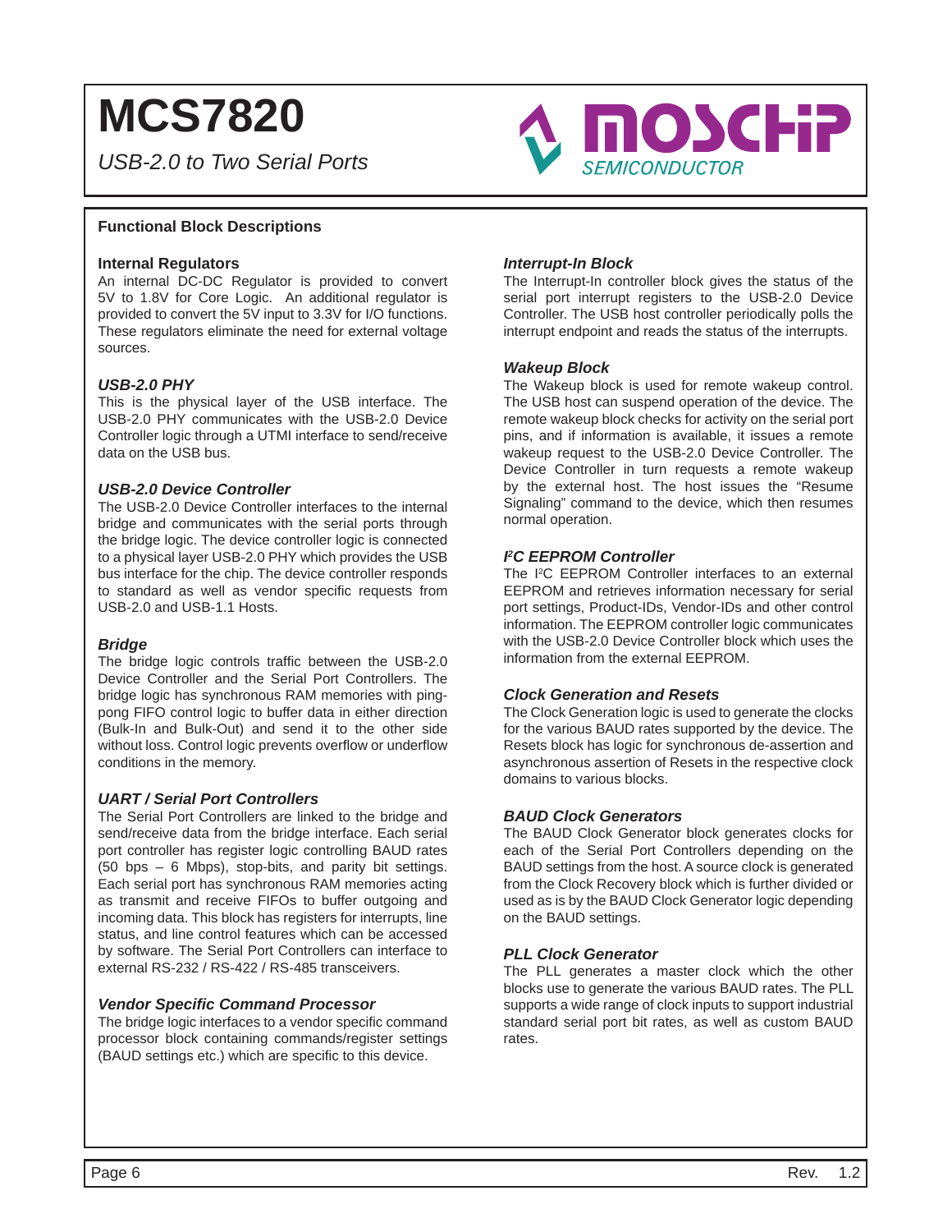## Functional Block Descriptions

### Internal Regulators

An internal DC-DC Regulator is provided to convert 5V to 1.8V for Core Logic. An additional regulator is provided to convert the 5V input to 3.3V for I/O functions. These regulators eliminate the need for external voltage sources.

### *USB-2.0 PHY*

This is the physical layer of the USB interface. The USB-2.0 PHY communicates with the USB-2.0 Device Controller logic through a UTMI interface to send/receive data on the USB bus.

### *USB-2.0 Device Controller*

The USB-2.0 Device Controller interfaces to the internal bridge and communicates with the serial ports through the bridge logic. The device controller logic is connected to a physical layer USB-2.0 PHY which provides the USB bus interface for the chip. The device controller responds to standard as well as vendor specific requests from USB-2.0 and USB-1.1 Hosts.

### *Bridge*

The bridge logic controls traffic between the USB-2.0 Device Controller and the Serial Port Controllers. The bridge logic has synchronous RAM memories with ping-pong FIFO control logic to buffer data in either direction (Bulk-In and Bulk-Out) and send it to the other side without loss. Control logic prevents overflow or underflow conditions in the memory.

### *UART / Serial Port Controllers*

The Serial Port Controllers are linked to the bridge and send/receive data from the bridge interface. Each serial port controller has register logic controlling BAUD rates (50 bps – 6 Mbps), stop-bits, and parity bit settings. Each serial port has synchronous RAM memories acting as transmit and receive FIFOs to buffer outgoing and incoming data. This block has registers for interrupts, line status, and line control features which can be accessed by software. The Serial Port Controllers can interface to external RS-232 / RS-422 / RS-485 transceivers.

### *Vendor Specific Command Processor*

The bridge logic interfaces to a vendor specific command processor block containing commands/register settings (BAUD settings etc.) which are specific to this device.

### *Interrupt-In Block*

The Interrupt-In controller block gives the status of the serial port interrupt registers to the USB-2.0 Device Controller. The USB host controller periodically polls the interrupt endpoint and reads the status of the interrupts.

### *Wakeup Block*

The Wakeup block is used for remote wakeup control. The USB host can suspend operation of the device. The remote wakeup block checks for activity on the serial port pins, and if information is available, it issues a remote wakeup request to the USB-2.0 Device Controller. The Device Controller in turn requests a remote wakeup by the external host. The host issues the "Resume Signaling" command to the device, which then resumes normal operation.

### *I²C EEPROM Controller*

The I²C EEPROM Controller interfaces to an external EEPROM and retrieves information necessary for serial port settings, Product-IDs, Vendor-IDs and other control information. The EEPROM controller logic communicates with the USB-2.0 Device Controller block which uses the information from the external EEPROM.

### *Clock Generation and Resets*

The Clock Generation logic is used to generate the clocks for the various BAUD rates supported by the device. The Resets block has logic for synchronous de-assertion and asynchronous assertion of Resets in the respective clock domains to various blocks.

### *BAUD Clock Generators*

The BAUD Clock Generator block generates clocks for each of the Serial Port Controllers depending on the BAUD settings from the host. A source clock is generated from the Clock Recovery block which is further divided or used as is by the BAUD Clock Generator logic depending on the BAUD settings.

### *PLL Clock Generator*

The PLL generates a master clock which the other blocks use to generate the various BAUD rates. The PLL supports a wide range of clock inputs to support industrial standard serial port bit rates, as well as custom BAUD rates.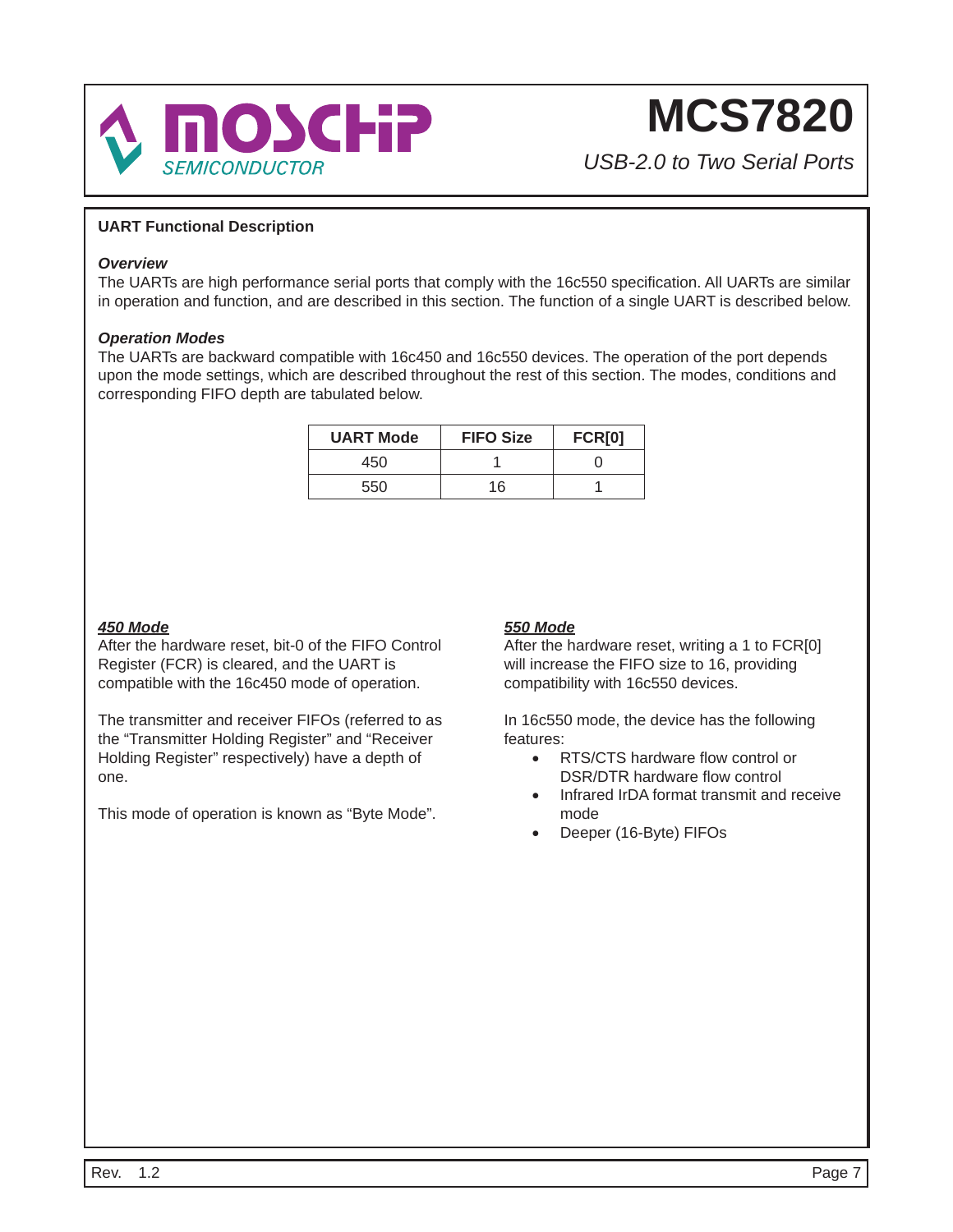## UART Functional Description

### *Overview*

The UARTs are high performance serial ports that comply with the 16c550 specification. All UARTs are similar in operation and function, and are described in this section. The function of a single UART is described below.

### *Operation Modes*

The UARTs are backward compatible with 16c450 and 16c550 devices. The operation of the port depends upon the mode settings, which are described throughout the rest of this section. The modes, conditions and corresponding FIFO depth are tabulated below.

| UART Mode | FIFO Size | FCR[0] |
|---|---|---|
| 450 | 1 | 0 |
| 550 | 16 | 1 |

### ***450 Mode***

After the hardware reset, bit-0 of the FIFO Control Register (FCR) is cleared, and the UART is compatible with the 16c450 mode of operation.

The transmitter and receiver FIFOs (referred to as the "Transmitter Holding Register" and "Receiver Holding Register" respectively) have a depth of one.

This mode of operation is known as "Byte Mode".

### ***550 Mode***

After the hardware reset, writing a 1 to FCR[0] will increase the FIFO size to 16, providing compatibility with 16c550 devices.

In 16c550 mode, the device has the following features:

- RTS/CTS hardware flow control or DSR/DTR hardware flow control
- Infrared IrDA format transmit and receive mode
- Deeper (16-Byte) FIFOs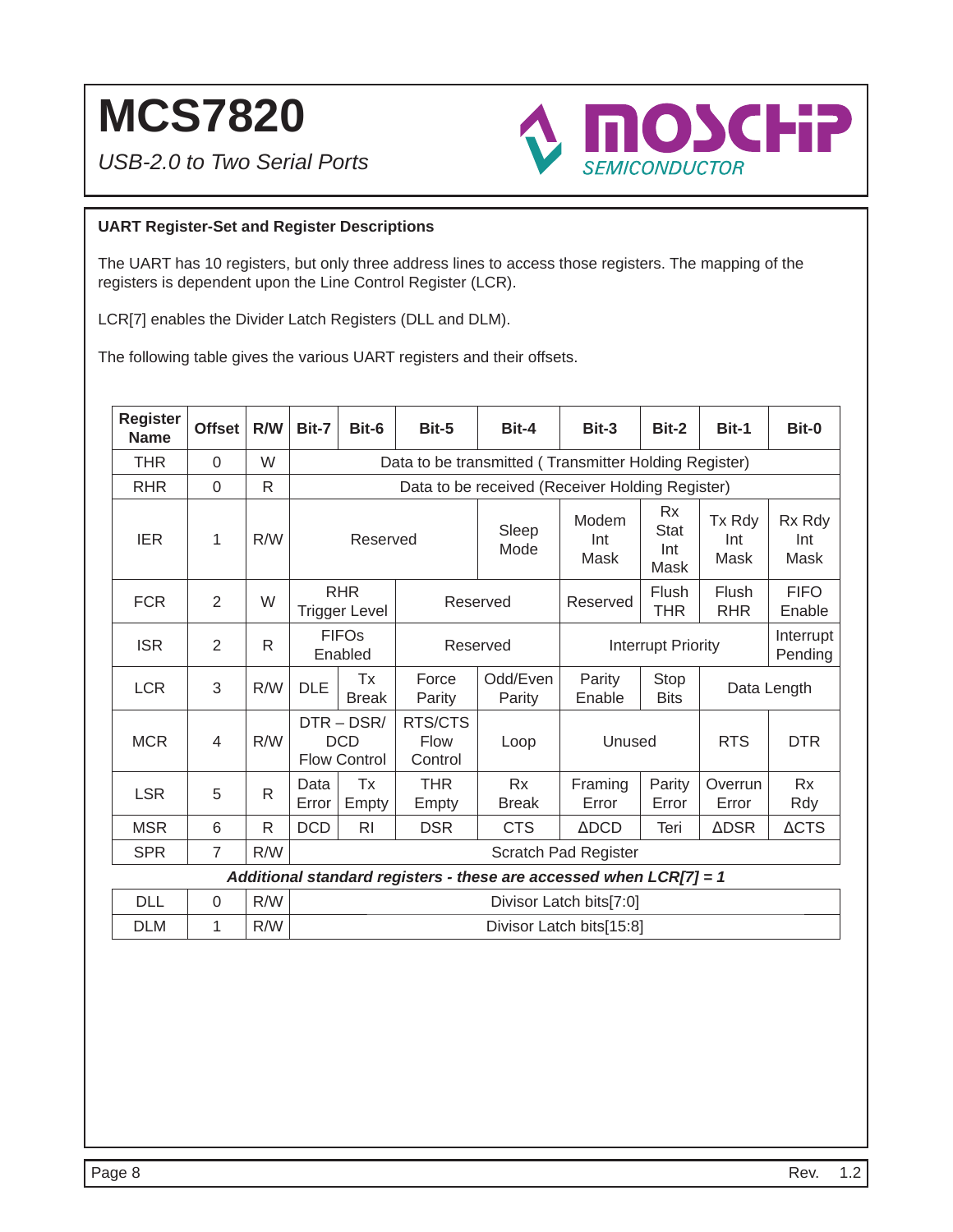## UART Register-Set and Register Descriptions

The UART has 10 registers, but only three address lines to access those registers. The mapping of the registers is dependent upon the Line Control Register (LCR).

LCR[7] enables the Divider Latch Registers (DLL and DLM).

The following table gives the various UART registers and their offsets.

| Register Name | Offset | R/W | Bit-7 | Bit-6 | Bit-5 | Bit-4 | Bit-3 | Bit-2 | Bit-1 | Bit-0 |
|---|---|---|---|---|---|---|---|---|---|---|
| THR | 0 | W | Data to be transmitted ( Transmitter Holding Register) | | | | | | | |
| RHR | 0 | R | Data to be received (Receiver Holding Register) | | | | | | | |
| IER | 1 | R/W | Reserved | | | Sleep Mode | Modem Int Mask | Rx Stat Int Mask | Tx Rdy Int Mask | Rx Rdy Int Mask |
| FCR | 2 | W | RHR Trigger Level | | Reserved | | Reserved | Flush THR | Flush RHR | FIFO Enable |
| ISR | 2 | R | FIFOs Enabled | | Reserved | | Interrupt Priority | | | Interrupt Pending |
| LCR | 3 | R/W | DLE | Tx Break | Force Parity | Odd/Even Parity | Parity Enable | Stop Bits | Data Length | |
| MCR | 4 | R/W | DTR – DSR/ DCD Flow Control | | RTS/CTS Flow Control | Loop | Unused | | RTS | DTR |
| LSR | 5 | R | Data Error | Tx Empty | THR Empty | Rx Break | Framing Error | Parity Error | Overrun Error | Rx Rdy |
| MSR | 6 | R | DCD | RI | DSR | CTS | ΔDCD | Teri | ΔDSR | ΔCTS |
| SPR | 7 | R/W | Scratch Pad Register | | | | | | | |
| ***Additional standard registers - these are accessed when LCR[7] = 1*** | | | | | | | | | | |
| DLL | 0 | R/W | Divisor Latch bits[7:0] | | | | | | | |
| DLM | 1 | R/W | Divisor Latch bits[15:8] | | | | | | | |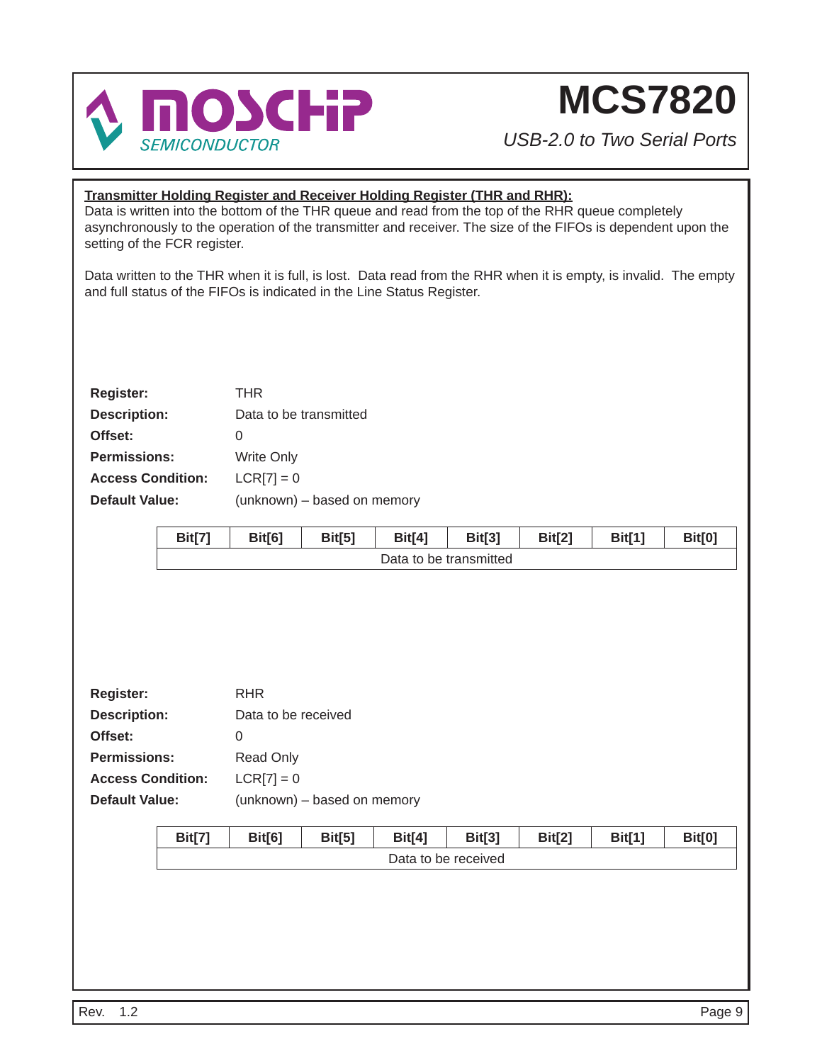**Transmitter Holding Register and Receiver Holding Register (THR and RHR):**

Data is written into the bottom of the THR queue and read from the top of the RHR queue completely asynchronously to the operation of the transmitter and receiver. The size of the FIFOs is dependent upon the setting of the FCR register.

Data written to the THR when it is full, is lost. Data read from the RHR when it is empty, is invalid. The empty and full status of the FIFOs is indicated in the Line Status Register.

**Register:** THR
**Description:** Data to be transmitted
**Offset:** 0
**Permissions:** Write Only
**Access Condition:** LCR[7] = 0
**Default Value:** (unknown) – based on memory

| Bit[7] | Bit[6] | Bit[5] | Bit[4] | Bit[3] | Bit[2] | Bit[1] | Bit[0] |
|---|---|---|---|---|---|---|---|
| Data to be transmitted | | | | | | | |

**Register:** RHR
**Description:** Data to be received
**Offset:** 0
**Permissions:** Read Only
**Access Condition:** LCR[7] = 0
**Default Value:** (unknown) – based on memory

| Bit[7] | Bit[6] | Bit[5] | Bit[4] | Bit[3] | Bit[2] | Bit[1] | Bit[0] |
|---|---|---|---|---|---|---|---|
| Data to be received | | | | | | | |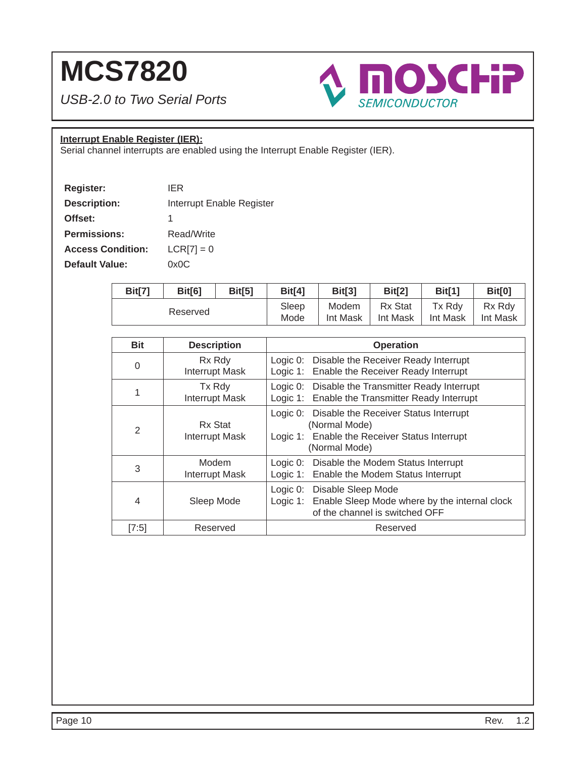**Interrupt Enable Register (IER):**

Serial channel interrupts are enabled using the Interrupt Enable Register (IER).

| | |
|---|---|
| **Register:** | IER |
| **Description:** | Interrupt Enable Register |
| **Offset:** | 1 |
| **Permissions:** | Read/Write |
| **Access Condition:** | LCR[7] = 0 |
| **Default Value:** | 0x0C |

| Bit[7] | Bit[6] | Bit[5] | Bit[4] | Bit[3] | Bit[2] | Bit[1] | Bit[0] |
|---|---|---|---|---|---|---|---|
| Reserved | | | Sleep Mode | Modem Int Mask | Rx Stat Int Mask | Tx Rdy Int Mask | Rx Rdy Int Mask |

| Bit | Description | Operation |
|---|---|---|
| 0 | Rx Rdy Interrupt Mask | Logic 0: Disable the Receiver Ready Interrupt<br>Logic 1: Enable the Receiver Ready Interrupt |
| 1 | Tx Rdy Interrupt Mask | Logic 0: Disable the Transmitter Ready Interrupt<br>Logic 1: Enable the Transmitter Ready Interrupt |
| 2 | Rx Stat Interrupt Mask | Logic 0: Disable the Receiver Status Interrupt (Normal Mode)<br>Logic 1: Enable the Receiver Status Interrupt (Normal Mode) |
| 3 | Modem Interrupt Mask | Logic 0: Disable the Modem Status Interrupt<br>Logic 1: Enable the Modem Status Interrupt |
| 4 | Sleep Mode | Logic 0: Disable Sleep Mode<br>Logic 1: Enable Sleep Mode where by the internal clock of the channel is switched OFF |
| [7:5] | Reserved | Reserved |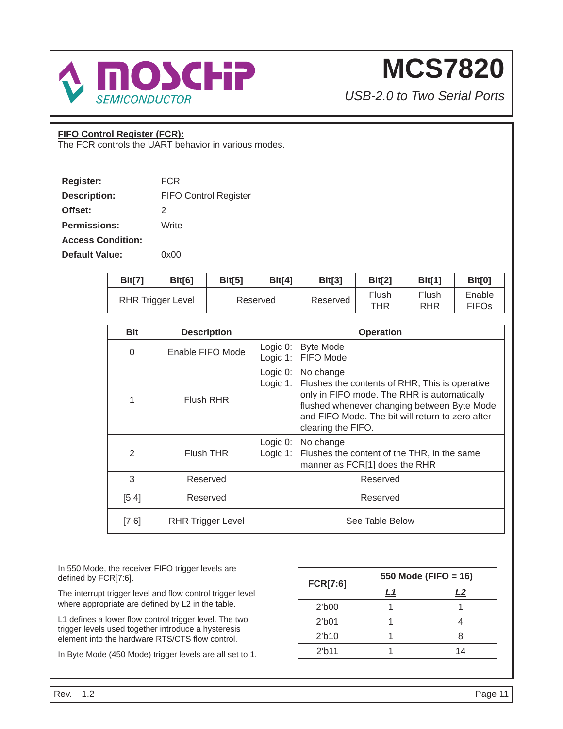## FIFO Control Register (FCR):

The FCR controls the UART behavior in various modes.

| | |
|---|---|
| **Register:** | FCR |
| **Description:** | FIFO Control Register |
| **Offset:** | 2 |
| **Permissions:** | Write |
| **Access Condition:** | |
| **Default Value:** | 0x00 |

| Bit[7] | Bit[6] | Bit[5] | Bit[4] | Bit[3] | Bit[2] | Bit[1] | Bit[0] |
|---|---|---|---|---|---|---|---|
| RHR Trigger Level | | Reserved | | Reserved | Flush THR | Flush RHR | Enable FIFOs |

| Bit | Description | Operation |
|---|---|---|
| 0 | Enable FIFO Mode | Logic 0: Byte Mode<br>Logic 1: FIFO Mode |
| 1 | Flush RHR | Logic 0: No change<br>Logic 1: Flushes the contents of RHR, This is operative only in FIFO mode. The RHR is automatically flushed whenever changing between Byte Mode and FIFO Mode. The bit will return to zero after clearing the FIFO. |
| 2 | Flush THR | Logic 0: No change<br>Logic 1: Flushes the content of the THR, in the same manner as FCR[1] does the RHR |
| 3 | Reserved | Reserved |
| [5:4] | Reserved | Reserved |
| [7:6] | RHR Trigger Level | See Table Below |

In 550 Mode, the receiver FIFO trigger levels are defined by FCR[7:6].

The interrupt trigger level and flow control trigger level where appropriate are defined by L2 in the table.

L1 defines a lower flow control trigger level. The two trigger levels used together introduce a hysteresis element into the hardware RTS/CTS flow control.

In Byte Mode (450 Mode) trigger levels are all set to 1.

| FCR[7:6] | 550 Mode (FIFO = 16) | |
|---|---|---|
| | ***L1*** | ***L2*** |
| 2'b00 | 1 | 1 |
| 2'b01 | 1 | 4 |
| 2'b10 | 1 | 8 |
| 2'b11 | 1 | 14 |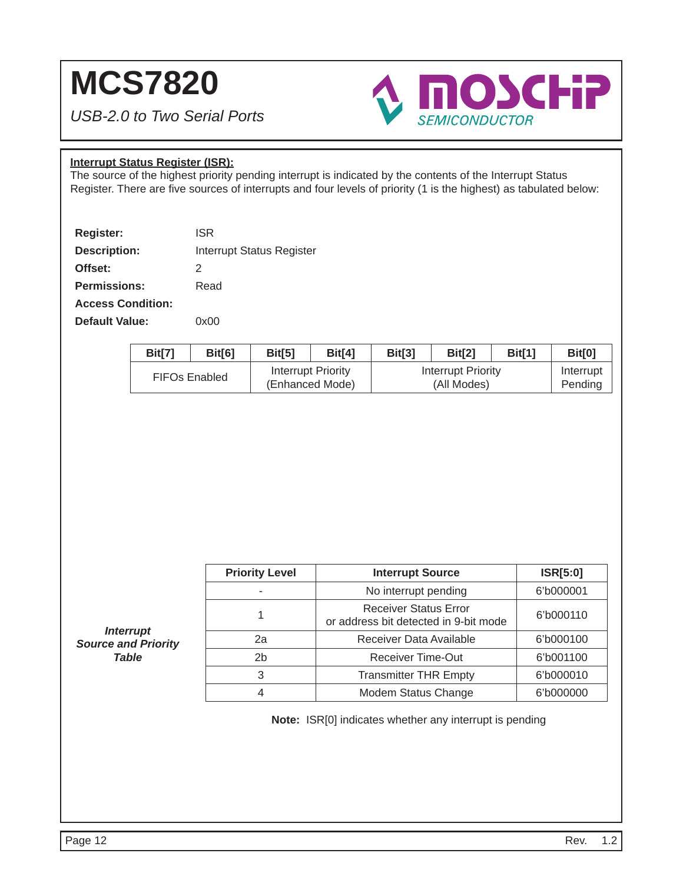**Interrupt Status Register (ISR):**

The source of the highest priority pending interrupt is indicated by the contents of the Interrupt Status Register. There are five sources of interrupts and four levels of priority (1 is the highest) as tabulated below:

**Register:** ISR
**Description:** Interrupt Status Register
**Offset:** 2
**Permissions:** Read
**Access Condition:**
**Default Value:** 0x00

| Bit[7] | Bit[6] | Bit[5] | Bit[4] | Bit[3] | Bit[2] | Bit[1] | Bit[0] |
|---|---|---|---|---|---|---|---|
| FIFOs Enabled | | Interrupt Priority (Enhanced Mode) | | Interrupt Priority (All Modes) | | | Interrupt Pending |

***Interrupt Source and Priority Table***

| Priority Level | Interrupt Source | ISR[5:0] |
|---|---|---|
| - | No interrupt pending | 6'b000001 |
| 1 | Receiver Status Error or address bit detected in 9-bit mode | 6'b000110 |
| 2a | Receiver Data Available | 6'b000100 |
| 2b | Receiver Time-Out | 6'b001100 |
| 3 | Transmitter THR Empty | 6'b000010 |
| 4 | Modem Status Change | 6'b000000 |

**Note:** ISR[0] indicates whether any interrupt is pending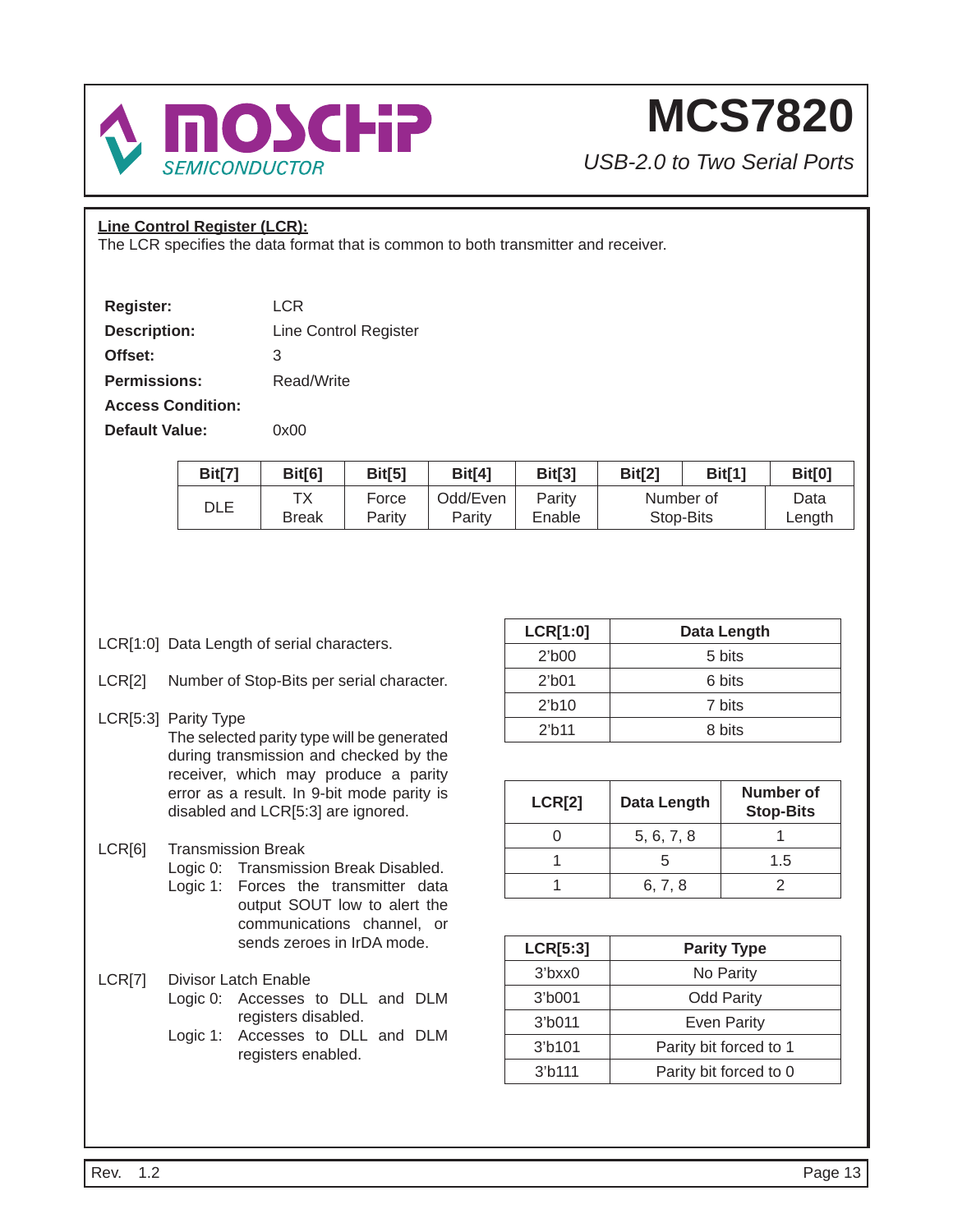**Line Control Register (LCR):**
The LCR specifies the data format that is common to both transmitter and receiver.

**Register:** LCR
**Description:** Line Control Register
**Offset:** 3
**Permissions:** Read/Write
**Access Condition:**
**Default Value:** 0x00

| Bit[7] | Bit[6] | Bit[5] | Bit[4] | Bit[3] | Bit[2] | Bit[1] | Bit[0] |
|---|---|---|---|---|---|---|---|
| DLE | TX Break | Force Parity | Odd/Even Parity | Parity Enable | Number of Stop-Bits | | Data Length |

LCR[1:0] Data Length of serial characters.

LCR[2] Number of Stop-Bits per serial character.

LCR[5:3] Parity Type
The selected parity type will be generated during transmission and checked by the receiver, which may produce a parity error as a result. In 9-bit mode parity is disabled and LCR[5:3] are ignored.

LCR[6] Transmission Break
Logic 0: Transmission Break Disabled.
Logic 1: Forces the transmitter data output SOUT low to alert the communications channel, or sends zeroes in IrDA mode.

LCR[7] Divisor Latch Enable
Logic 0: Accesses to DLL and DLM registers disabled.
Logic 1: Accesses to DLL and DLM registers enabled.

| LCR[1:0] | Data Length |
|---|---|
| 2'b00 | 5 bits |
| 2'b01 | 6 bits |
| 2'b10 | 7 bits |
| 2'b11 | 8 bits |

| LCR[2] | Data Length | Number of Stop-Bits |
|---|---|---|
| 0 | 5, 6, 7, 8 | 1 |
| 1 | 5 | 1.5 |
| 1 | 6, 7, 8 | 2 |

| LCR[5:3] | Parity Type |
|---|---|
| 3'bxx0 | No Parity |
| 3'b001 | Odd Parity |
| 3'b011 | Even Parity |
| 3'b101 | Parity bit forced to 1 |
| 3'b111 | Parity bit forced to 0 |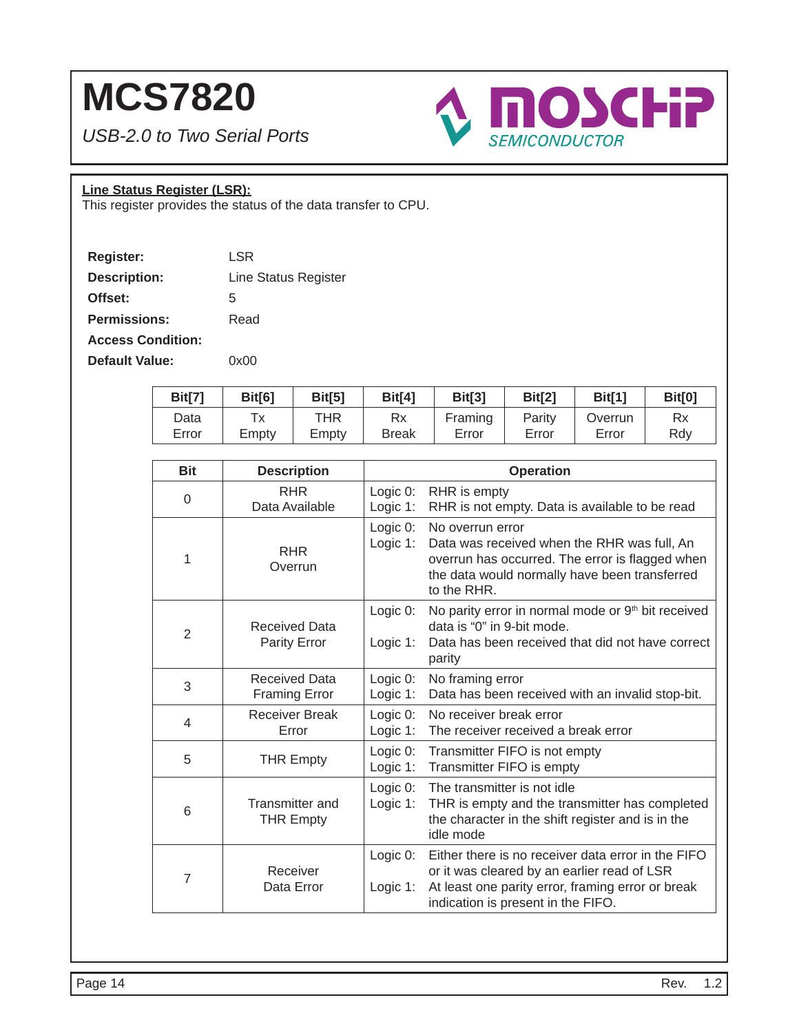## Line Status Register (LSR):

This register provides the status of the data transfer to CPU.

**Register:** LSR
**Description:** Line Status Register
**Offset:** 5
**Permissions:** Read
**Access Condition:**
**Default Value:** 0x00

| Bit[7] | Bit[6] | Bit[5] | Bit[4] | Bit[3] | Bit[2] | Bit[1] | Bit[0] |
|---|---|---|---|---|---|---|---|
| Data Error | Tx Empty | THR Empty | Rx Break | Framing Error | Parity Error | Overrun Error | Rx Rdy |

| Bit | Description | Operation |
|---|---|---|
| 0 | RHR Data Available | Logic 0: RHR is empty<br>Logic 1: RHR is not empty. Data is available to be read |
| 1 | RHR Overrun | Logic 0: No overrun error<br>Logic 1: Data was received when the RHR was full, An overrun has occurred. The error is flagged when the data would normally have been transferred to the RHR. |
| 2 | Received Data Parity Error | Logic 0: No parity error in normal mode or 9th bit received data is “0” in 9-bit mode.<br>Logic 1: Data has been received that did not have correct parity |
| 3 | Received Data Framing Error | Logic 0: No framing error<br>Logic 1: Data has been received with an invalid stop-bit. |
| 4 | Receiver Break Error | Logic 0: No receiver break error<br>Logic 1: The receiver received a break error |
| 5 | THR Empty | Logic 0: Transmitter FIFO is not empty<br>Logic 1: Transmitter FIFO is empty |
| 6 | Transmitter and THR Empty | Logic 0: The transmitter is not idle<br>Logic 1: THR is empty and the transmitter has completed the character in the shift register and is in the idle mode |
| 7 | Receiver Data Error | Logic 0: Either there is no receiver data error in the FIFO or it was cleared by an earlier read of LSR<br>Logic 1: At least one parity error, framing error or break indication is present in the FIFO. |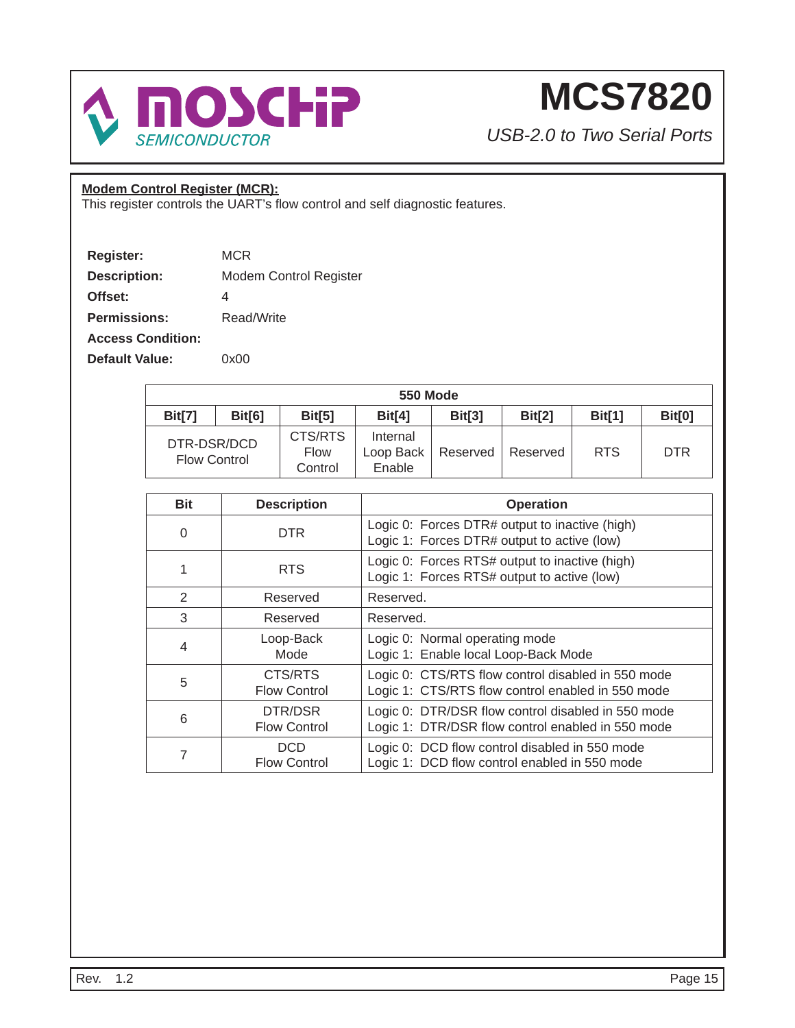**Modem Control Register (MCR):**
This register controls the UART's flow control and self diagnostic features.

**Register:** MCR
**Description:** Modem Control Register
**Offset:** 4
**Permissions:** Read/Write
**Access Condition:**
**Default Value:** 0x00

| 550 Mode | | | | | | | |
|---|---|---|---|---|---|---|---|
| Bit[7] | Bit[6] | Bit[5] | Bit[4] | Bit[3] | Bit[2] | Bit[1] | Bit[0] |
| DTR-DSR/DCD Flow Control | | CTS/RTS Flow Control | Internal Loop Back Enable | Reserved | Reserved | RTS | DTR |

| Bit | Description | Operation |
|---|---|---|
| 0 | DTR | Logic 0: Forces DTR# output to inactive (high)<br>Logic 1: Forces DTR# output to active (low) |
| 1 | RTS | Logic 0: Forces RTS# output to inactive (high)<br>Logic 1: Forces RTS# output to active (low) |
| 2 | Reserved | Reserved. |
| 3 | Reserved | Reserved. |
| 4 | Loop-Back Mode | Logic 0: Normal operating mode<br>Logic 1: Enable local Loop-Back Mode |
| 5 | CTS/RTS Flow Control | Logic 0: CTS/RTS flow control disabled in 550 mode<br>Logic 1: CTS/RTS flow control enabled in 550 mode |
| 6 | DTR/DSR Flow Control | Logic 0: DTR/DSR flow control disabled in 550 mode<br>Logic 1: DTR/DSR flow control enabled in 550 mode |
| 7 | DCD Flow Control | Logic 0: DCD flow control disabled in 550 mode<br>Logic 1: DCD flow control enabled in 550 mode |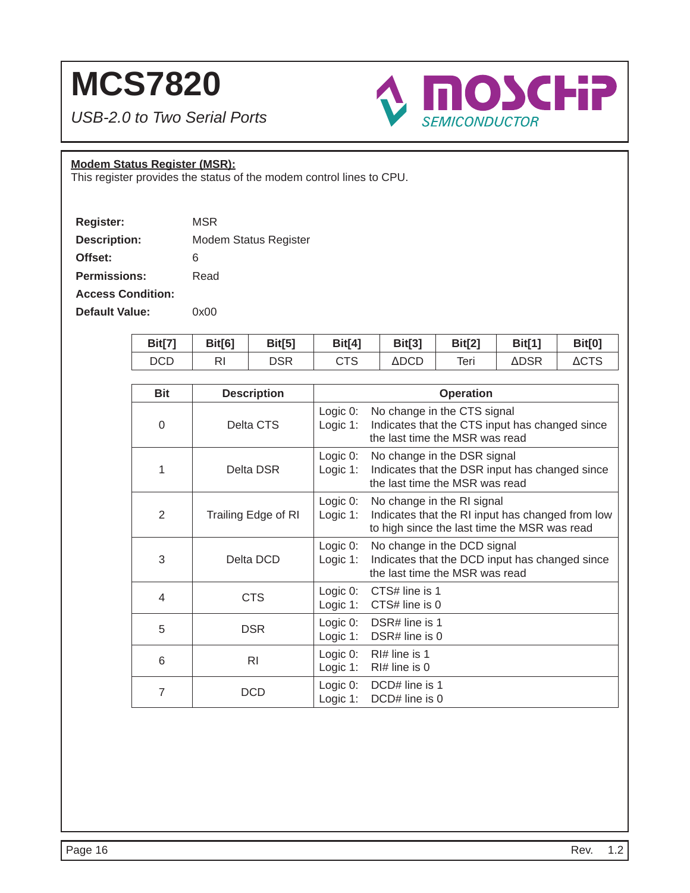## Modem Status Register (MSR):

This register provides the status of the modem control lines to CPU.

**Register:** MSR
**Description:** Modem Status Register
**Offset:** 6
**Permissions:** Read
**Access Condition:**
**Default Value:** 0x00

| Bit[7] | Bit[6] | Bit[5] | Bit[4] | Bit[3] | Bit[2] | Bit[1] | Bit[0] |
|---|---|---|---|---|---|---|---|
| DCD | RI | DSR | CTS | ΔDCD | Teri | ΔDSR | ΔCTS |

| Bit | Description | Operation |
|---|---|---|
| 0 | Delta CTS | Logic 0: No change in the CTS signal<br>Logic 1: Indicates that the CTS input has changed since the last time the MSR was read |
| 1 | Delta DSR | Logic 0: No change in the DSR signal<br>Logic 1: Indicates that the DSR input has changed since the last time the MSR was read |
| 2 | Trailing Edge of RI | Logic 0: No change in the RI signal<br>Logic 1: Indicates that the RI input has changed from low to high since the last time the MSR was read |
| 3 | Delta DCD | Logic 0: No change in the DCD signal<br>Logic 1: Indicates that the DCD input has changed since the last time the MSR was read |
| 4 | CTS | Logic 0: CTS# line is 1<br>Logic 1: CTS# line is 0 |
| 5 | DSR | Logic 0: DSR# line is 1<br>Logic 1: DSR# line is 0 |
| 6 | RI | Logic 0: RI# line is 1<br>Logic 1: RI# line is 0 |
| 7 | DCD | Logic 0: DCD# line is 1<br>Logic 1: DCD# line is 0 |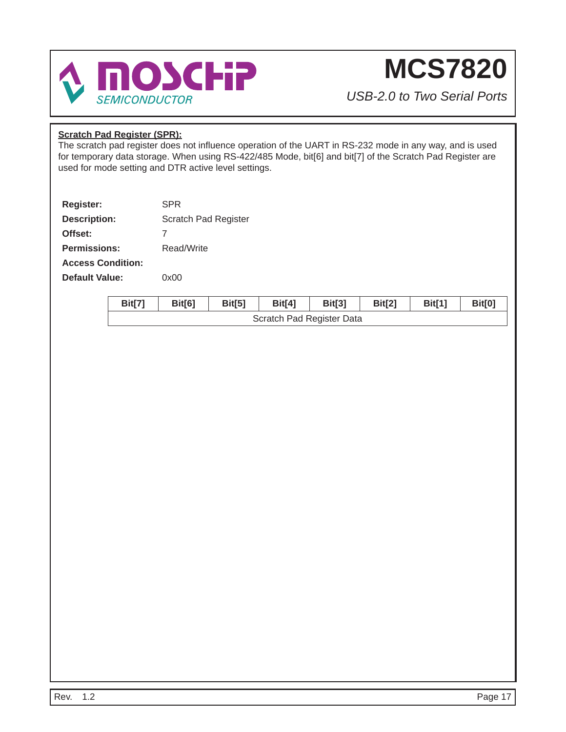**Scratch Pad Register (SPR):**

The scratch pad register does not influence operation of the UART in RS-232 mode in any way, and is used for temporary data storage. When using RS-422/485 Mode, bit[6] and bit[7] of the Scratch Pad Register are used for mode setting and DTR active level settings.

| | |
|---|---|
| **Register:** | SPR |
| **Description:** | Scratch Pad Register |
| **Offset:** | 7 |
| **Permissions:** | Read/Write |
| **Access Condition:** | |
| **Default Value:** | 0x00 |

| Bit[7] | Bit[6] | Bit[5] | Bit[4] | Bit[3] | Bit[2] | Bit[1] | Bit[0] |
|---|---|---|---|---|---|---|---|
| Scratch Pad Register Data | | | | | | | |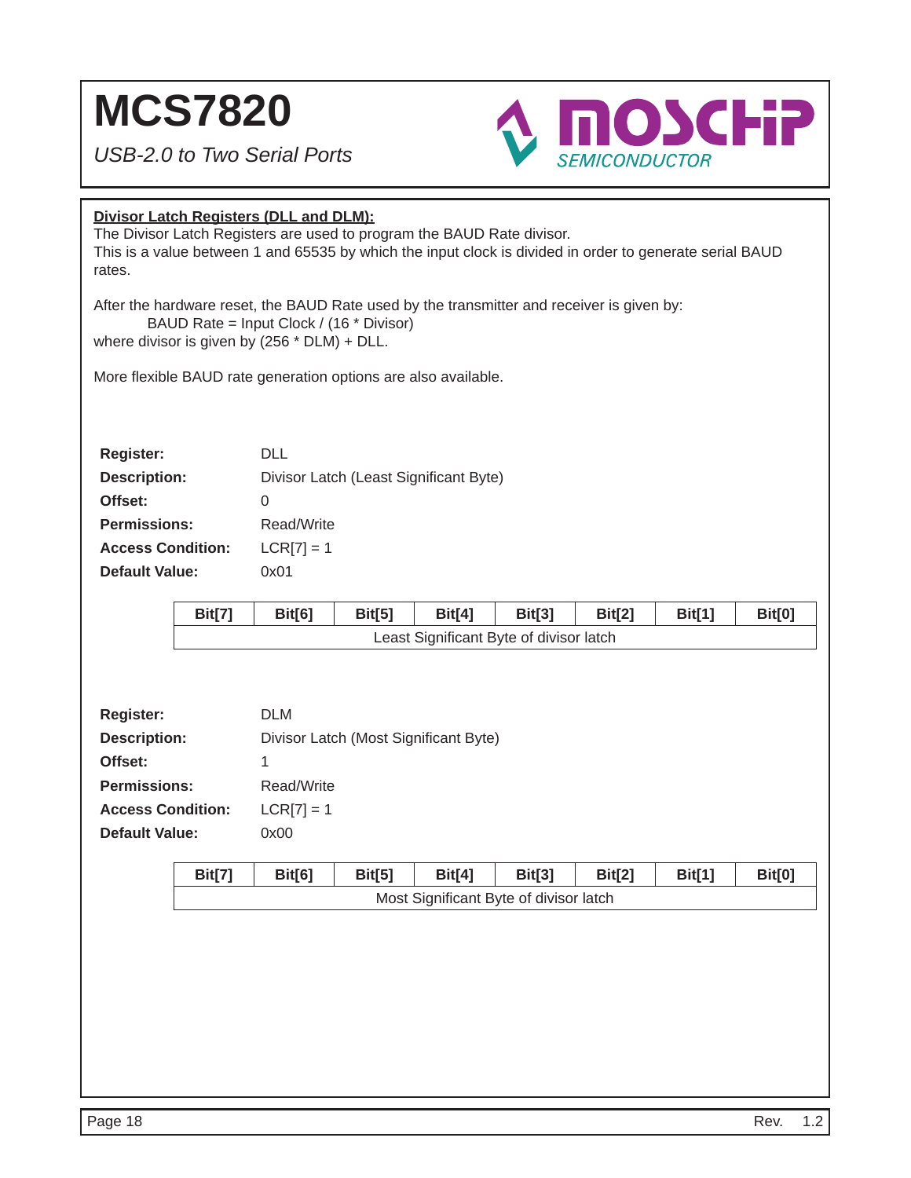## Divisor Latch Registers (DLL and DLM):

The Divisor Latch Registers are used to program the BAUD Rate divisor.
This is a value between 1 and 65535 by which the input clock is divided in order to generate serial BAUD rates.

After the hardware reset, the BAUD Rate used by the transmitter and receiver is given by:

BAUD Rate = Input Clock / (16 * Divisor)

where divisor is given by (256 * DLM) + DLL.

More flexible BAUD rate generation options are also available.

| | |
|---|---|
| **Register:** | DLL |
| **Description:** | Divisor Latch (Least Significant Byte) |
| **Offset:** | 0 |
| **Permissions:** | Read/Write |
| **Access Condition:** | LCR[7] = 1 |
| **Default Value:** | 0x01 |

| Bit[7] | Bit[6] | Bit[5] | Bit[4] | Bit[3] | Bit[2] | Bit[1] | Bit[0] |
|---|---|---|---|---|---|---|---|
| Least Significant Byte of divisor latch | | | | | | | |

| | |
|---|---|
| **Register:** | DLM |
| **Description:** | Divisor Latch (Most Significant Byte) |
| **Offset:** | 1 |
| **Permissions:** | Read/Write |
| **Access Condition:** | LCR[7] = 1 |
| **Default Value:** | 0x00 |

| Bit[7] | Bit[6] | Bit[5] | Bit[4] | Bit[3] | Bit[2] | Bit[1] | Bit[0] |
|---|---|---|---|---|---|---|---|
| Most Significant Byte of divisor latch | | | | | | | |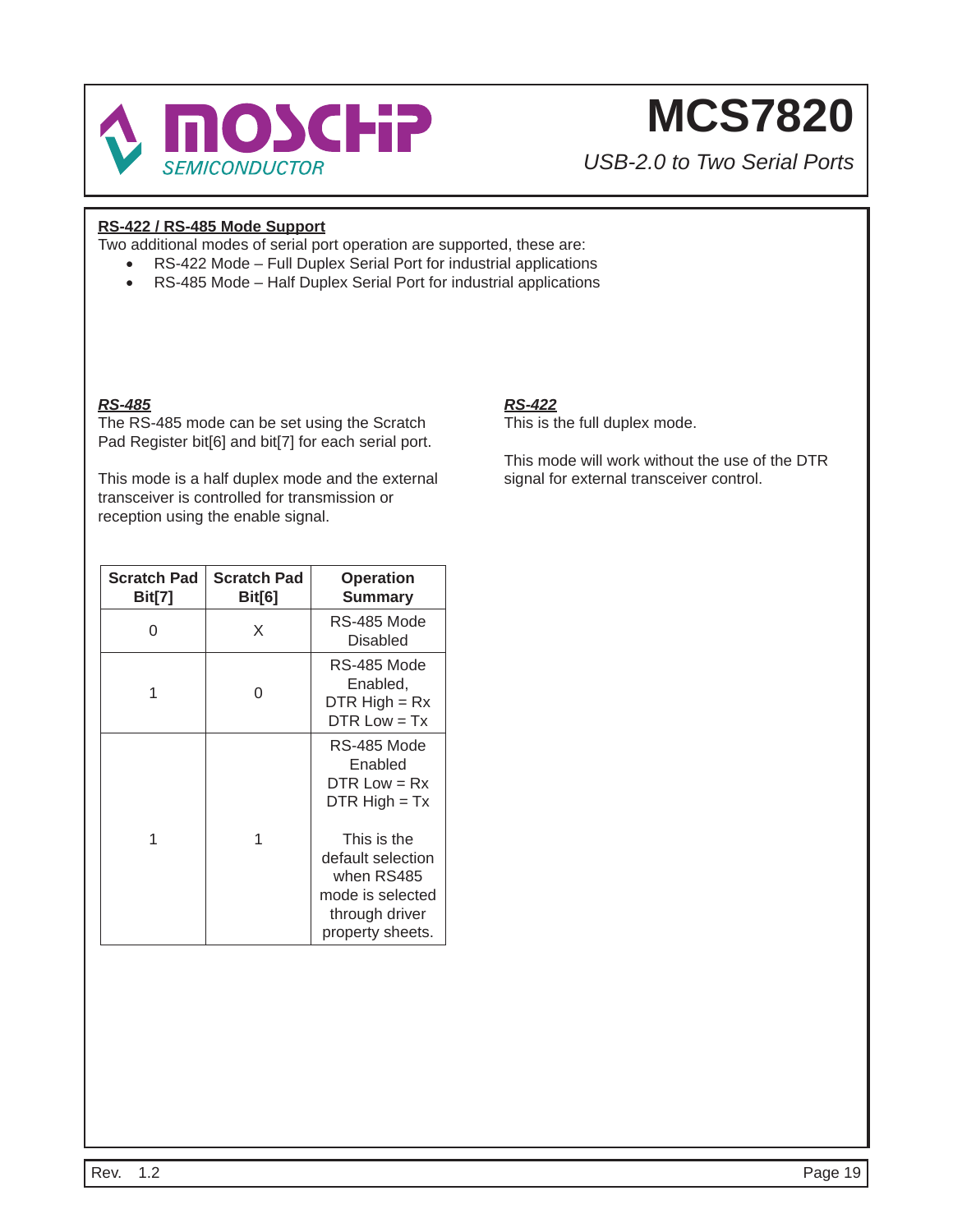## RS-422 / RS-485 Mode Support

Two additional modes of serial port operation are supported, these are:

- RS-422 Mode – Full Duplex Serial Port for industrial applications
- RS-485 Mode – Half Duplex Serial Port for industrial applications

### *RS-485*

The RS-485 mode can be set using the Scratch Pad Register bit[6] and bit[7] for each serial port.

This mode is a half duplex mode and the external transceiver is controlled for transmission or reception using the enable signal.

| Scratch Pad Bit[7] | Scratch Pad Bit[6] | Operation Summary |
|---|---|---|
| 0 | X | RS-485 Mode Disabled |
| 1 | 0 | RS-485 Mode Enabled, DTR High = Rx DTR Low = Tx |
| 1 | 1 | RS-485 Mode Enabled DTR Low = Rx DTR High = Tx<br><br>This is the default selection when RS485 mode is selected through driver property sheets. |

### *RS-422*

This is the full duplex mode.

This mode will work without the use of the DTR signal for external transceiver control.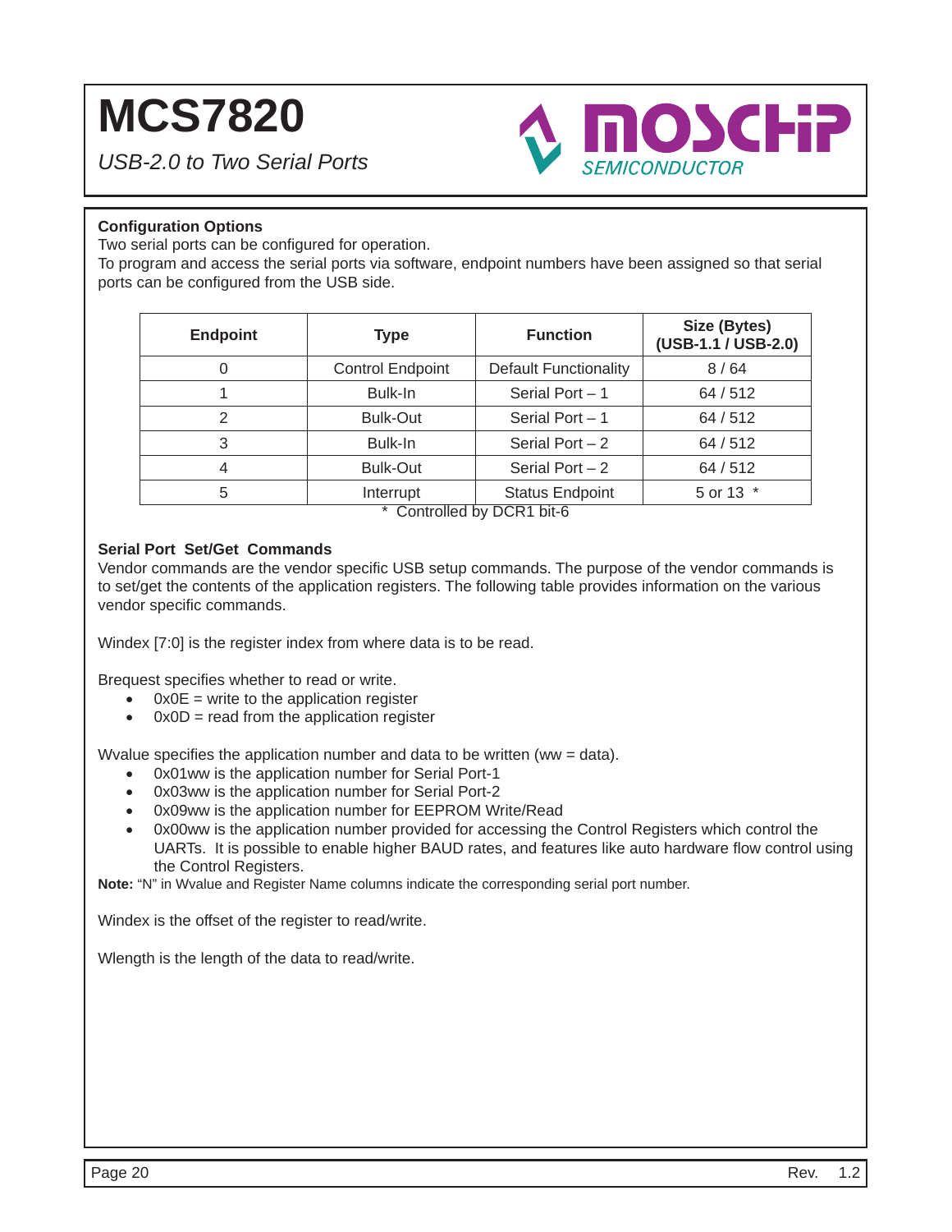## Configuration Options

Two serial ports can be configured for operation.

To program and access the serial ports via software, endpoint numbers have been assigned so that serial ports can be configured from the USB side.

| Endpoint | Type | Function | Size (Bytes) (USB-1.1 / USB-2.0) |
|---|---|---|---|
| 0 | Control Endpoint | Default Functionality | 8 / 64 |
| 1 | Bulk-In | Serial Port – 1 | 64 / 512 |
| 2 | Bulk-Out | Serial Port – 1 | 64 / 512 |
| 3 | Bulk-In | Serial Port – 2 | 64 / 512 |
| 4 | Bulk-Out | Serial Port – 2 | 64 / 512 |
| 5 | Interrupt | Status Endpoint | 5 or 13 * |

\* Controlled by DCR1 bit-6

## Serial Port Set/Get Commands

Vendor commands are the vendor specific USB setup commands. The purpose of the vendor commands is to set/get the contents of the application registers. The following table provides information on the various vendor specific commands.

Windex [7:0] is the register index from where data is to be read.

Brequest specifies whether to read or write.

- 0x0E = write to the application register
- 0x0D = read from the application register

Wvalue specifies the application number and data to be written (ww = data).

- 0x01ww is the application number for Serial Port-1
- 0x03ww is the application number for Serial Port-2
- 0x09ww is the application number for EEPROM Write/Read
- 0x00ww is the application number provided for accessing the Control Registers which control the UARTs. It is possible to enable higher BAUD rates, and features like auto hardware flow control using the Control Registers.

**Note:** "N" in Wvalue and Register Name columns indicate the corresponding serial port number.

Windex is the offset of the register to read/write.

Wlength is the length of the data to read/write.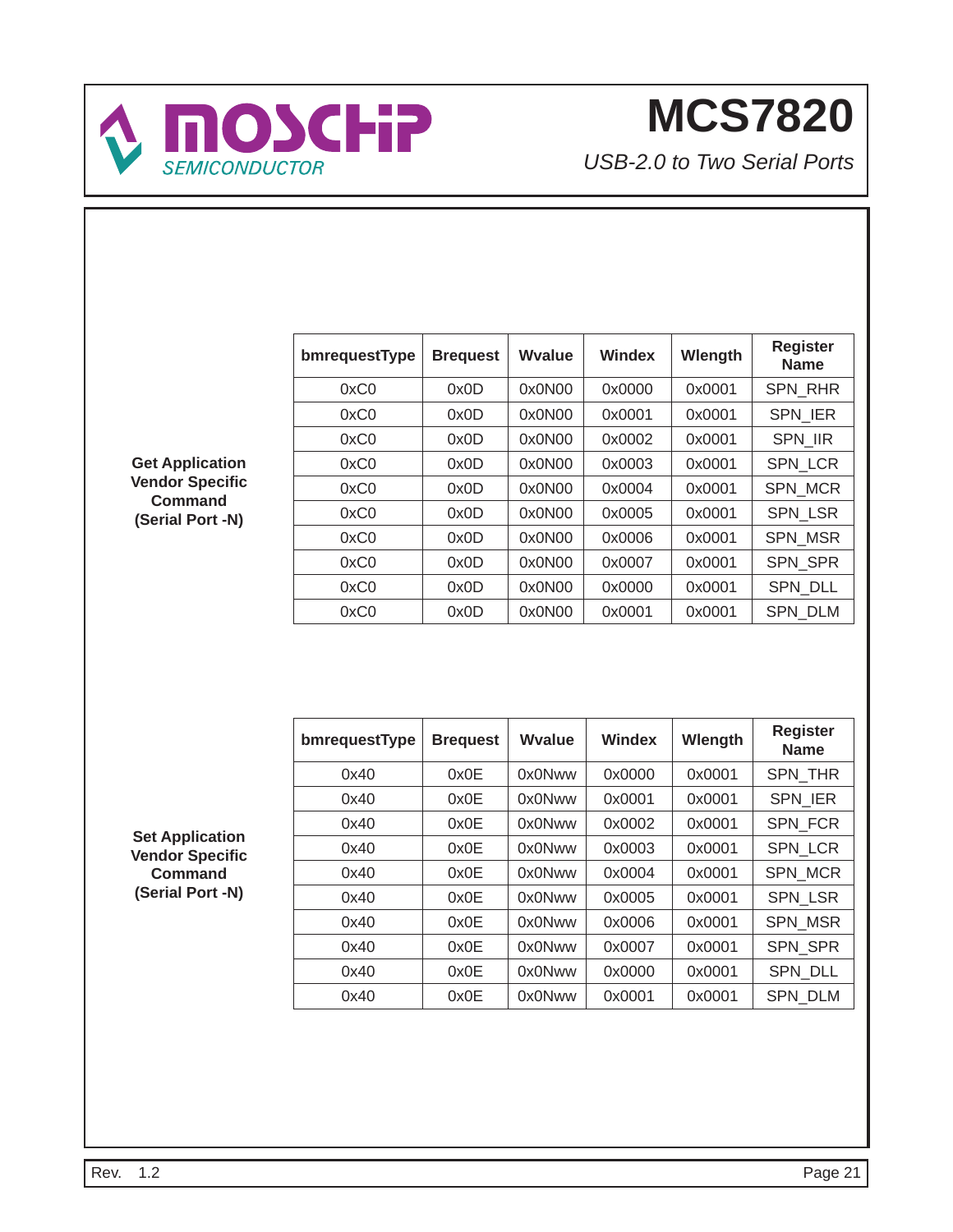**Get Application Vendor Specific Command (Serial Port -N)**

| bmrequestType | Brequest | Wvalue | Windex | Wlength | Register Name |
|---|---|---|---|---|---|
| 0xC0 | 0x0D | 0x0N00 | 0x0000 | 0x0001 | SPN_RHR |
| 0xC0 | 0x0D | 0x0N00 | 0x0001 | 0x0001 | SPN_IER |
| 0xC0 | 0x0D | 0x0N00 | 0x0002 | 0x0001 | SPN_IIR |
| 0xC0 | 0x0D | 0x0N00 | 0x0003 | 0x0001 | SPN_LCR |
| 0xC0 | 0x0D | 0x0N00 | 0x0004 | 0x0001 | SPN_MCR |
| 0xC0 | 0x0D | 0x0N00 | 0x0005 | 0x0001 | SPN_LSR |
| 0xC0 | 0x0D | 0x0N00 | 0x0006 | 0x0001 | SPN_MSR |
| 0xC0 | 0x0D | 0x0N00 | 0x0007 | 0x0001 | SPN_SPR |
| 0xC0 | 0x0D | 0x0N00 | 0x0000 | 0x0001 | SPN_DLL |
| 0xC0 | 0x0D | 0x0N00 | 0x0001 | 0x0001 | SPN_DLM |

**Set Application Vendor Specific Command (Serial Port -N)**

| bmrequestType | Brequest | Wvalue | Windex | Wlength | Register Name |
|---|---|---|---|---|---|
| 0x40 | 0x0E | 0x0Nww | 0x0000 | 0x0001 | SPN_THR |
| 0x40 | 0x0E | 0x0Nww | 0x0001 | 0x0001 | SPN_IER |
| 0x40 | 0x0E | 0x0Nww | 0x0002 | 0x0001 | SPN_FCR |
| 0x40 | 0x0E | 0x0Nww | 0x0003 | 0x0001 | SPN_LCR |
| 0x40 | 0x0E | 0x0Nww | 0x0004 | 0x0001 | SPN_MCR |
| 0x40 | 0x0E | 0x0Nww | 0x0005 | 0x0001 | SPN_LSR |
| 0x40 | 0x0E | 0x0Nww | 0x0006 | 0x0001 | SPN_MSR |
| 0x40 | 0x0E | 0x0Nww | 0x0007 | 0x0001 | SPN_SPR |
| 0x40 | 0x0E | 0x0Nww | 0x0000 | 0x0001 | SPN_DLL |
| 0x40 | 0x0E | 0x0Nww | 0x0001 | 0x0001 | SPN_DLM |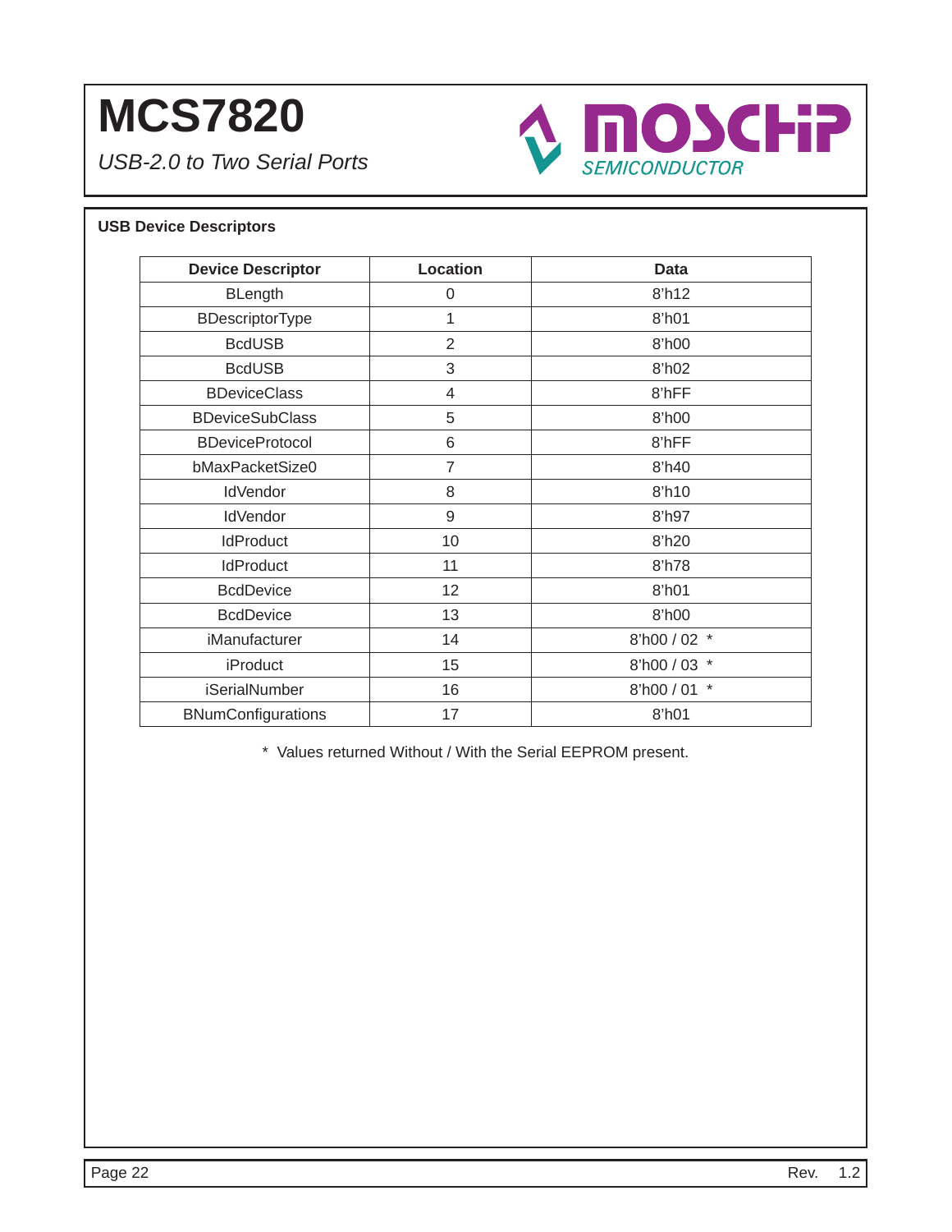## USB Device Descriptors

| Device Descriptor | Location | Data |
|---|---|---|
| BLength | 0 | 8'h12 |
| BDescriptorType | 1 | 8'h01 |
| BcdUSB | 2 | 8'h00 |
| BcdUSB | 3 | 8'h02 |
| BDeviceClass | 4 | 8'hFF |
| BDeviceSubClass | 5 | 8'h00 |
| BDeviceProtocol | 6 | 8'hFF |
| bMaxPacketSize0 | 7 | 8'h40 |
| IdVendor | 8 | 8'h10 |
| IdVendor | 9 | 8'h97 |
| IdProduct | 10 | 8'h20 |
| IdProduct | 11 | 8'h78 |
| BcdDevice | 12 | 8'h01 |
| BcdDevice | 13 | 8'h00 |
| iManufacturer | 14 | 8'h00 / 02 * |
| iProduct | 15 | 8'h00 / 03 * |
| iSerialNumber | 16 | 8'h00 / 01 * |
| BNumConfigurations | 17 | 8'h01 |

* Values returned Without / With the Serial EEPROM present.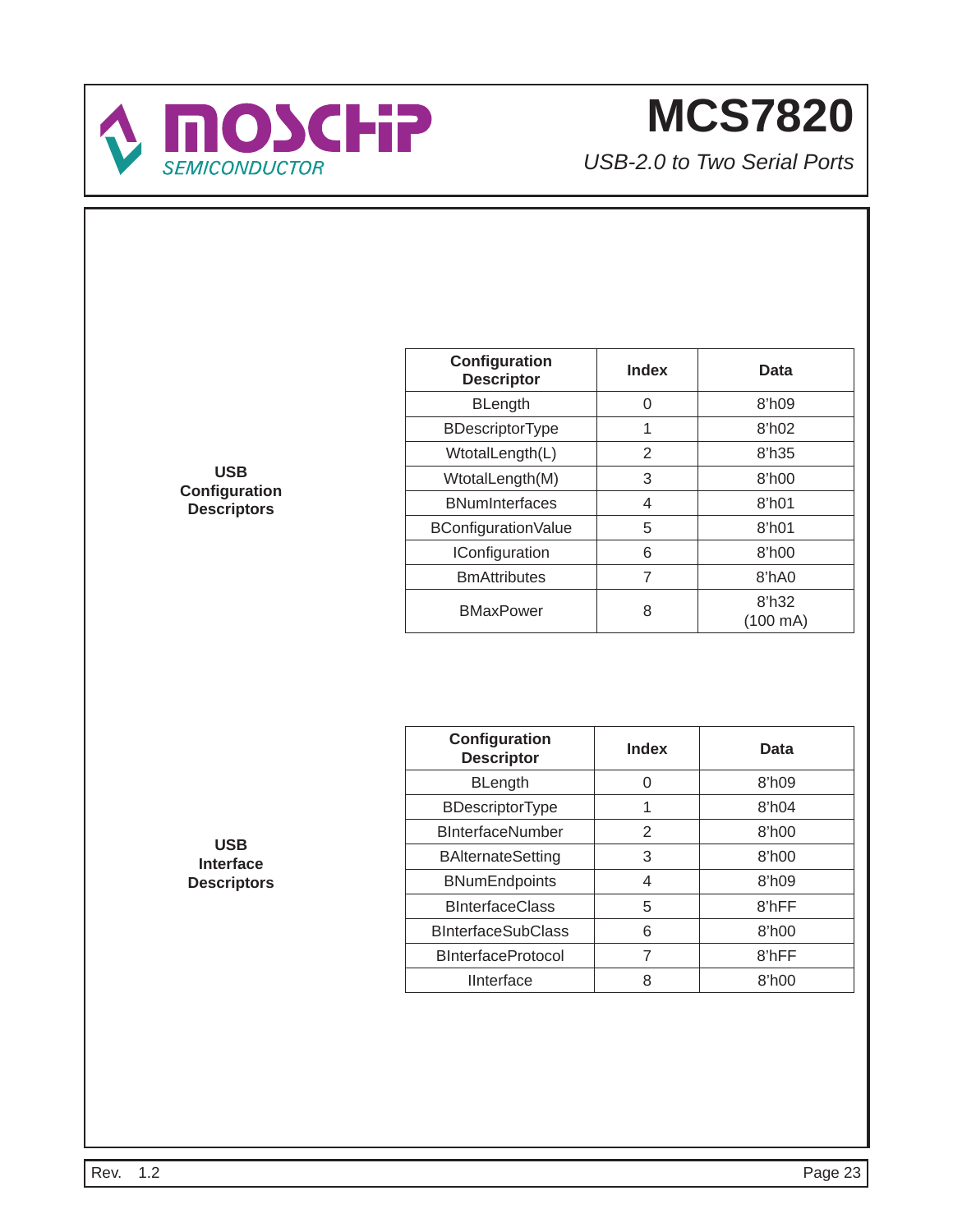**USB Configuration Descriptors**

| Configuration Descriptor | Index | Data |
|---|---|---|
| BLength | 0 | 8'h09 |
| BDescriptorType | 1 | 8'h02 |
| WtotalLength(L) | 2 | 8'h35 |
| WtotalLength(M) | 3 | 8'h00 |
| BNumInterfaces | 4 | 8'h01 |
| BConfigurationValue | 5 | 8'h01 |
| IConfiguration | 6 | 8'h00 |
| BmAttributes | 7 | 8'hA0 |
| BMaxPower | 8 | 8'h32 (100 mA) |

**USB Interface Descriptors**

| Configuration Descriptor | Index | Data |
|---|---|---|
| BLength | 0 | 8'h09 |
| BDescriptorType | 1 | 8'h04 |
| BInterfaceNumber | 2 | 8'h00 |
| BAlternateSetting | 3 | 8'h00 |
| BNumEndpoints | 4 | 8'h09 |
| BInterfaceClass | 5 | 8'hFF |
| BInterfaceSubClass | 6 | 8'h00 |
| BInterfaceProtocol | 7 | 8'hFF |
| IInterface | 8 | 8'h00 |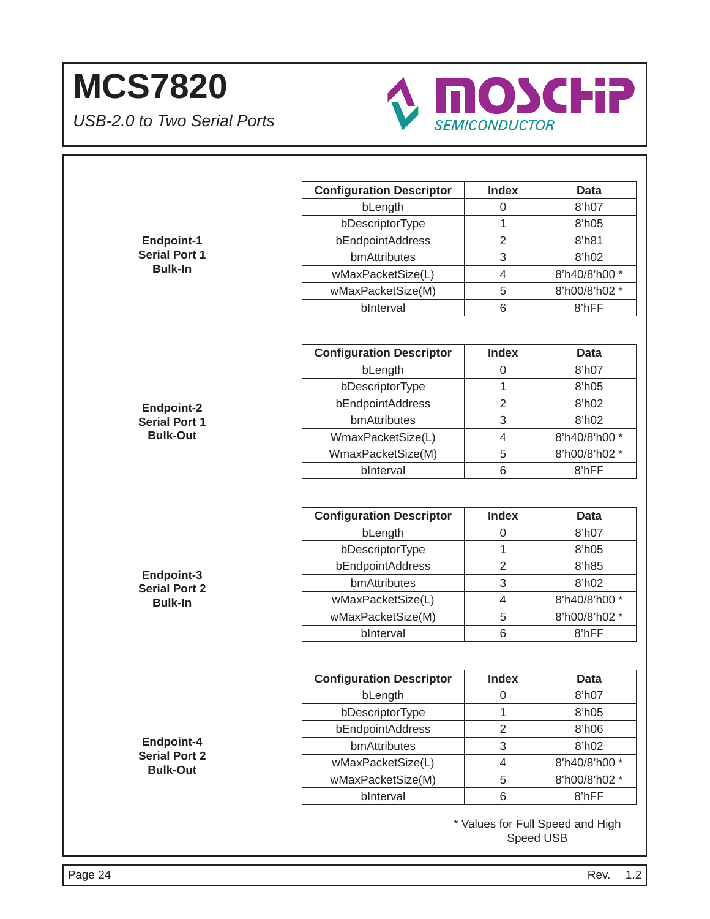**Endpoint-1 Serial Port 1 Bulk-In**

| Configuration Descriptor | Index | Data |
| --- | --- | --- |
| bLength | 0 | 8'h07 |
| bDescriptorType | 1 | 8'h05 |
| bEndpointAddress | 2 | 8'h81 |
| bmAttributes | 3 | 8'h02 |
| wMaxPacketSize(L) | 4 | 8'h40/8'h00 * |
| wMaxPacketSize(M) | 5 | 8'h00/8'h02 * |
| bInterval | 6 | 8'hFF |

**Endpoint-2 Serial Port 1 Bulk-Out**

| Configuration Descriptor | Index | Data |
| --- | --- | --- |
| bLength | 0 | 8'h07 |
| bDescriptorType | 1 | 8'h05 |
| bEndpointAddress | 2 | 8'h02 |
| bmAttributes | 3 | 8'h02 |
| WmaxPacketSize(L) | 4 | 8'h40/8'h00 * |
| WmaxPacketSize(M) | 5 | 8'h00/8'h02 * |
| bInterval | 6 | 8'hFF |

**Endpoint-3 Serial Port 2 Bulk-In**

| Configuration Descriptor | Index | Data |
| --- | --- | --- |
| bLength | 0 | 8'h07 |
| bDescriptorType | 1 | 8'h05 |
| bEndpointAddress | 2 | 8'h85 |
| bmAttributes | 3 | 8'h02 |
| wMaxPacketSize(L) | 4 | 8'h40/8'h00 * |
| wMaxPacketSize(M) | 5 | 8'h00/8'h02 * |
| bInterval | 6 | 8'hFF |

**Endpoint-4 Serial Port 2 Bulk-Out**

| Configuration Descriptor | Index | Data |
| --- | --- | --- |
| bLength | 0 | 8'h07 |
| bDescriptorType | 1 | 8'h05 |
| bEndpointAddress | 2 | 8'h06 |
| bmAttributes | 3 | 8'h02 |
| wMaxPacketSize(L) | 4 | 8'h40/8'h00 * |
| wMaxPacketSize(M) | 5 | 8'h00/8'h02 * |
| bInterval | 6 | 8'hFF |

* Values for Full Speed and High Speed USB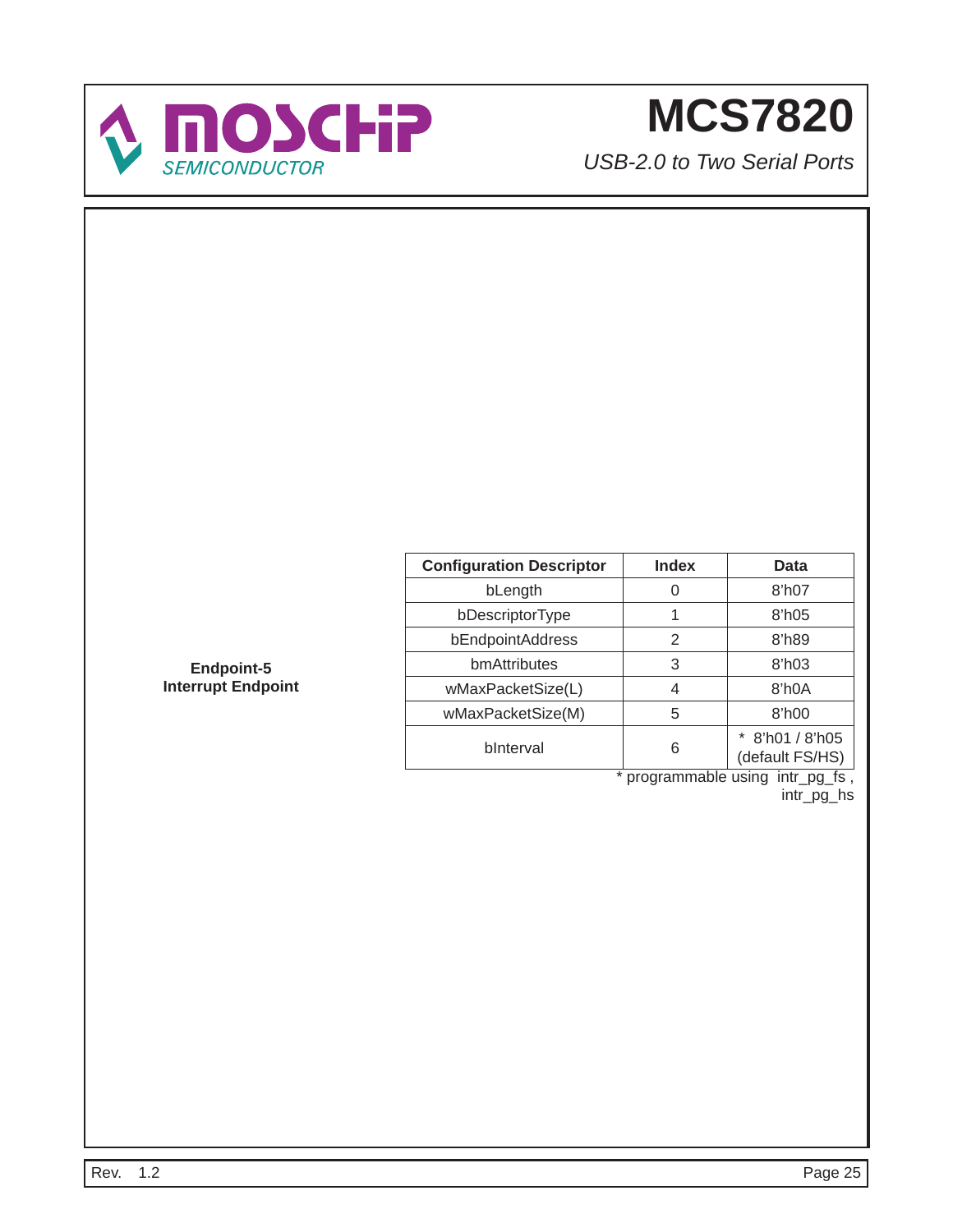**Endpoint-5**
**Interrupt Endpoint**

| Configuration Descriptor | Index | Data |
|---|---|---|
| bLength | 0 | 8'h07 |
| bDescriptorType | 1 | 8'h05 |
| bEndpointAddress | 2 | 8'h89 |
| bmAttributes | 3 | 8'h03 |
| wMaxPacketSize(L) | 4 | 8'h0A |
| wMaxPacketSize(M) | 5 | 8'h00 |
| bInterval | 6 | * 8'h01 / 8'h05 (default FS/HS) |

* programmable using intr_pg_fs , intr_pg_hs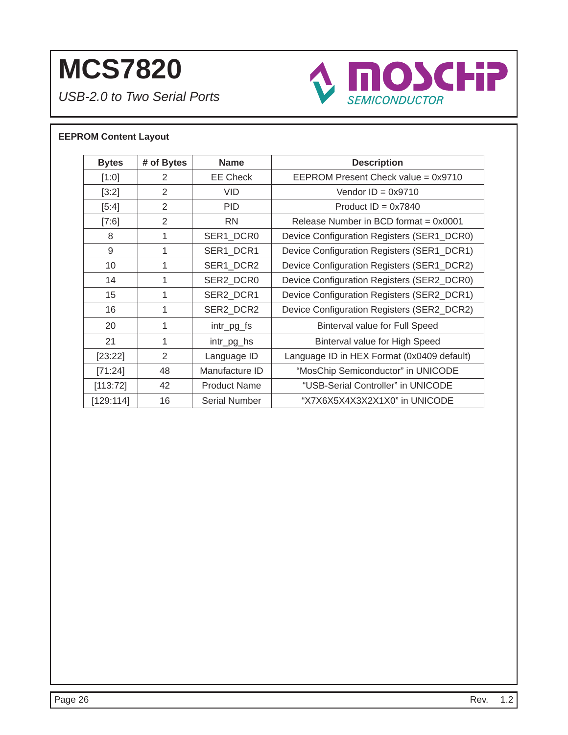## EEPROM Content Layout

| Bytes | # of Bytes | Name | Description |
|---|---|---|---|
| [1:0] | 2 | EE Check | EEPROM Present Check value = 0x9710 |
| [3:2] | 2 | VID | Vendor ID = 0x9710 |
| [5:4] | 2 | PID | Product ID = 0x7840 |
| [7:6] | 2 | RN | Release Number in BCD format = 0x0001 |
| 8 | 1 | SER1_DCR0 | Device Configuration Registers (SER1_DCR0) |
| 9 | 1 | SER1_DCR1 | Device Configuration Registers (SER1_DCR1) |
| 10 | 1 | SER1_DCR2 | Device Configuration Registers (SER1_DCR2) |
| 14 | 1 | SER2_DCR0 | Device Configuration Registers (SER2_DCR0) |
| 15 | 1 | SER2_DCR1 | Device Configuration Registers (SER2_DCR1) |
| 16 | 1 | SER2_DCR2 | Device Configuration Registers (SER2_DCR2) |
| 20 | 1 | intr_pg_fs | Binterval value for Full Speed |
| 21 | 1 | intr_pg_hs | Binterval value for High Speed |
| [23:22] | 2 | Language ID | Language ID in HEX Format (0x0409 default) |
| [71:24] | 48 | Manufacture ID | "MosChip Semiconductor" in UNICODE |
| [113:72] | 42 | Product Name | "USB-Serial Controller" in UNICODE |
| [129:114] | 16 | Serial Number | "X7X6X5X4X3X2X1X0" in UNICODE |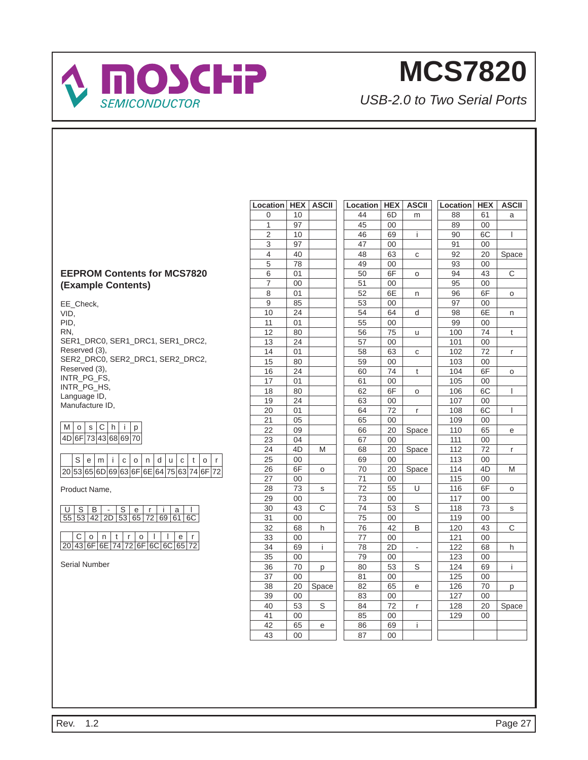## EEPROM Contents for MCS7820 (Example Contents)

EE_Check,
VID,
PID,
RN,
SER1_DRC0, SER1_DRC1, SER1_DRC2,
Reserved (3),
SER2_DRC0, SER2_DRC1, SER2_DRC2,
Reserved (3),
INTR_PG_FS,
INTR_PG_HS,
Language ID,
Manufacture ID,

| M | o | s | C | h | i | p |
|---|---|---|---|---|---|---|
| 4D | 6F | 73 | 43 | 68 | 69 | 70 |

| | S | e | m | i | c | o | n | d | u | c | t | o | r |
|---|---|---|---|---|---|---|---|---|---|---|---|---|---|
| 20 | 53 | 65 | 6D | 69 | 63 | 6F | 6E | 64 | 75 | 63 | 74 | 6F | 72 |

Product Name,

| U | S | B | - | S | e | r | i | a | l |
|---|---|---|---|---|---|---|---|---|---|
| 55 | 53 | 42 | 2D | 53 | 65 | 72 | 69 | 61 | 6C |

| | C | o | n | t | r | o | l | l | e | r |
|---|---|---|---|---|---|---|---|---|---|---|
| 20 | 43 | 6F | 6E | 74 | 72 | 6F | 6C | 6C | 65 | 72 |

Serial Number

| Location | HEX | ASCII |
|---|---|---|
| 0 | 10 | |
| 1 | 97 | |
| 2 | 10 | |
| 3 | 97 | |
| 4 | 40 | |
| 5 | 78 | |
| 6 | 01 | |
| 7 | 00 | |
| 8 | 01 | |
| 9 | 85 | |
| 10 | 24 | |
| 11 | 01 | |
| 12 | 80 | |
| 13 | 24 | |
| 14 | 01 | |
| 15 | 80 | |
| 16 | 24 | |
| 17 | 01 | |
| 18 | 80 | |
| 19 | 24 | |
| 20 | 01 | |
| 21 | 05 | |
| 22 | 09 | |
| 23 | 04 | |
| 24 | 4D | M |
| 25 | 00 | |
| 26 | 6F | o |
| 27 | 00 | |
| 28 | 73 | s |
| 29 | 00 | |
| 30 | 43 | C |
| 31 | 00 | |
| 32 | 68 | h |
| 33 | 00 | |
| 34 | 69 | i |
| 35 | 00 | |
| 36 | 70 | p |
| 37 | 00 | |
| 38 | 20 | Space |
| 39 | 00 | |
| 40 | 53 | S |
| 41 | 00 | |
| 42 | 65 | e |
| 43 | 00 | |

| Location | HEX | ASCII |
|---|---|---|
| 44 | 6D | m |
| 45 | 00 | |
| 46 | 69 | i |
| 47 | 00 | |
| 48 | 63 | c |
| 49 | 00 | |
| 50 | 6F | o |
| 51 | 00 | |
| 52 | 6E | n |
| 53 | 00 | |
| 54 | 64 | d |
| 55 | 00 | |
| 56 | 75 | u |
| 57 | 00 | |
| 58 | 63 | c |
| 59 | 00 | |
| 60 | 74 | t |
| 61 | 00 | |
| 62 | 6F | o |
| 63 | 00 | |
| 64 | 72 | r |
| 65 | 00 | |
| 66 | 20 | Space |
| 67 | 00 | |
| 68 | 20 | Space |
| 69 | 00 | |
| 70 | 20 | Space |
| 71 | 00 | |
| 72 | 55 | U |
| 73 | 00 | |
| 74 | 53 | S |
| 75 | 00 | |
| 76 | 42 | B |
| 77 | 00 | |
| 78 | 2D | - |
| 79 | 00 | |
| 80 | 53 | S |
| 81 | 00 | |
| 82 | 65 | e |
| 83 | 00 | |
| 84 | 72 | r |
| 85 | 00 | |
| 86 | 69 | i |
| 87 | 00 | |

| Location | HEX | ASCII |
|---|---|---|
| 88 | 61 | a |
| 89 | 00 | |
| 90 | 6C | l |
| 91 | 00 | |
| 92 | 20 | Space |
| 93 | 00 | |
| 94 | 43 | C |
| 95 | 00 | |
| 96 | 6F | o |
| 97 | 00 | |
| 98 | 6E | n |
| 99 | 00 | |
| 100 | 74 | t |
| 101 | 00 | |
| 102 | 72 | r |
| 103 | 00 | |
| 104 | 6F | o |
| 105 | 00 | |
| 106 | 6C | l |
| 107 | 00 | |
| 108 | 6C | l |
| 109 | 00 | |
| 110 | 65 | e |
| 111 | 00 | |
| 112 | 72 | r |
| 113 | 00 | |
| 114 | 4D | M |
| 115 | 00 | |
| 116 | 6F | o |
| 117 | 00 | |
| 118 | 73 | s |
| 119 | 00 | |
| 120 | 43 | C |
| 121 | 00 | |
| 122 | 68 | h |
| 123 | 00 | |
| 124 | 69 | i |
| 125 | 00 | |
| 126 | 70 | p |
| 127 | 00 | |
| 128 | 20 | Space |
| 129 | 00 | |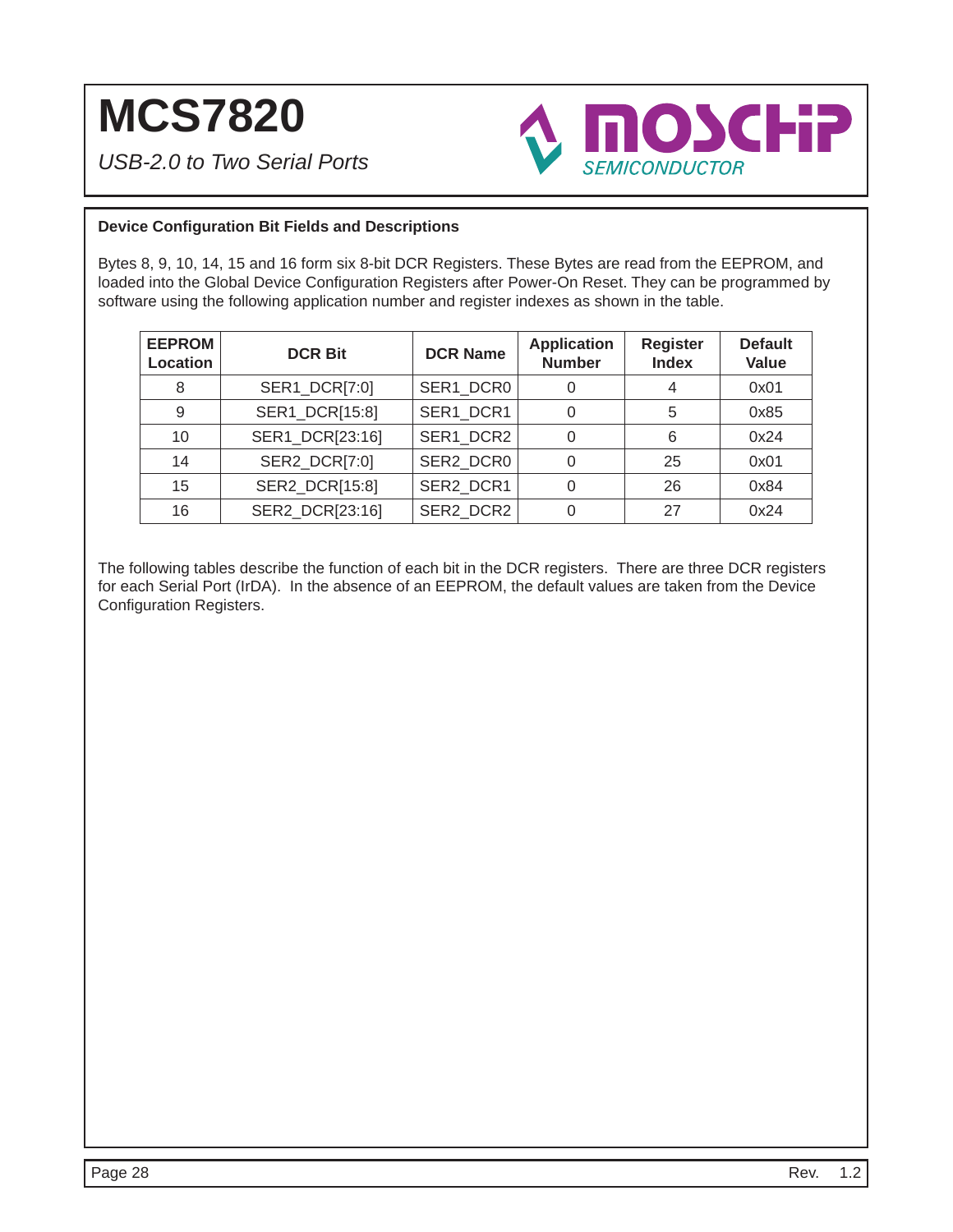**Device Configuration Bit Fields and Descriptions**

Bytes 8, 9, 10, 14, 15 and 16 form six 8-bit DCR Registers. These Bytes are read from the EEPROM, and loaded into the Global Device Configuration Registers after Power-On Reset. They can be programmed by software using the following application number and register indexes as shown in the table.

| EEPROM Location | DCR Bit | DCR Name | Application Number | Register Index | Default Value |
|---|---|---|---|---|---|
| 8 | SER1_DCR[7:0] | SER1_DCR0 | 0 | 4 | 0x01 |
| 9 | SER1_DCR[15:8] | SER1_DCR1 | 0 | 5 | 0x85 |
| 10 | SER1_DCR[23:16] | SER1_DCR2 | 0 | 6 | 0x24 |
| 14 | SER2_DCR[7:0] | SER2_DCR0 | 0 | 25 | 0x01 |
| 15 | SER2_DCR[15:8] | SER2_DCR1 | 0 | 26 | 0x84 |
| 16 | SER2_DCR[23:16] | SER2_DCR2 | 0 | 27 | 0x24 |

The following tables describe the function of each bit in the DCR registers. There are three DCR registers for each Serial Port (IrDA). In the absence of an EEPROM, the default values are taken from the Device Configuration Registers.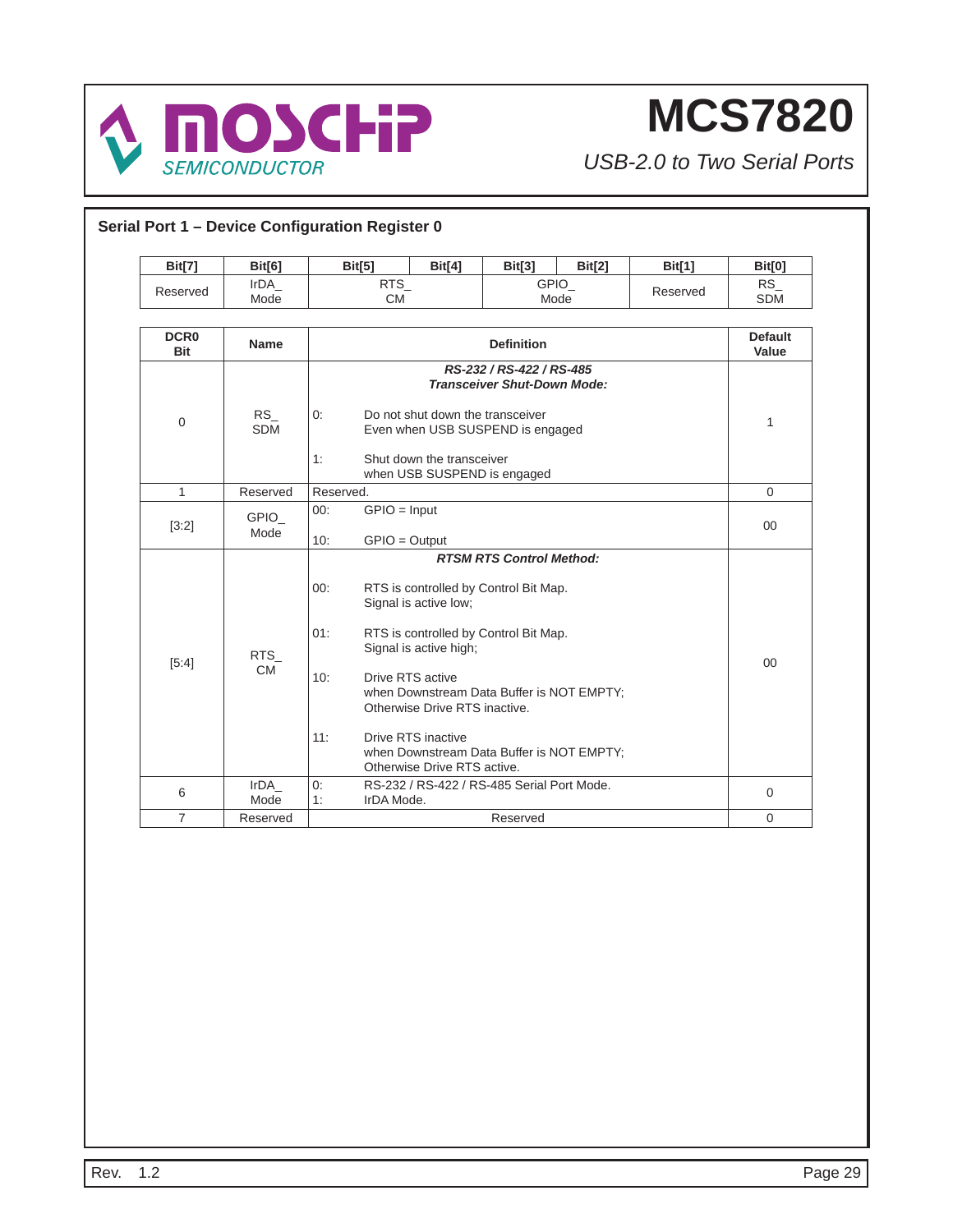## Serial Port 1 – Device Configuration Register 0

| Bit[7] | Bit[6] | Bit[5] | Bit[4] | Bit[3] | Bit[2] | Bit[1] | Bit[0] |
|---|---|---|---|---|---|---|---|
| Reserved | IrDA_ Mode | RTS_ CM | | GPIO_ Mode | | Reserved | RS_ SDM |

| DCR0 Bit | Name | Definition | Default Value |
|---|---|---|---|
| 0 | RS_ SDM | ***RS-232 / RS-422 / RS-485 Transceiver Shut-Down Mode:*** <br> 0: Do not shut down the transceiver Even when USB SUSPEND is engaged <br> 1: Shut down the transceiver when USB SUSPEND is engaged | 1 |
| 1 | Reserved | Reserved. | 0 |
| [3:2] | GPIO_ Mode | 00: GPIO = Input <br> 10: GPIO = Output | 00 |
| [5:4] | RTS_ CM | ***RTSM RTS Control Method:*** <br> 00: RTS is controlled by Control Bit Map. Signal is active low; <br> 01: RTS is controlled by Control Bit Map. Signal is active high; <br> 10: Drive RTS active when Downstream Data Buffer is NOT EMPTY; Otherwise Drive RTS inactive. <br> 11: Drive RTS inactive when Downstream Data Buffer is NOT EMPTY; Otherwise Drive RTS active. | 00 |
| 6 | IrDA_ Mode | 0: RS-232 / RS-422 / RS-485 Serial Port Mode. <br> 1: IrDA Mode. | 0 |
| 7 | Reserved | Reserved | 0 |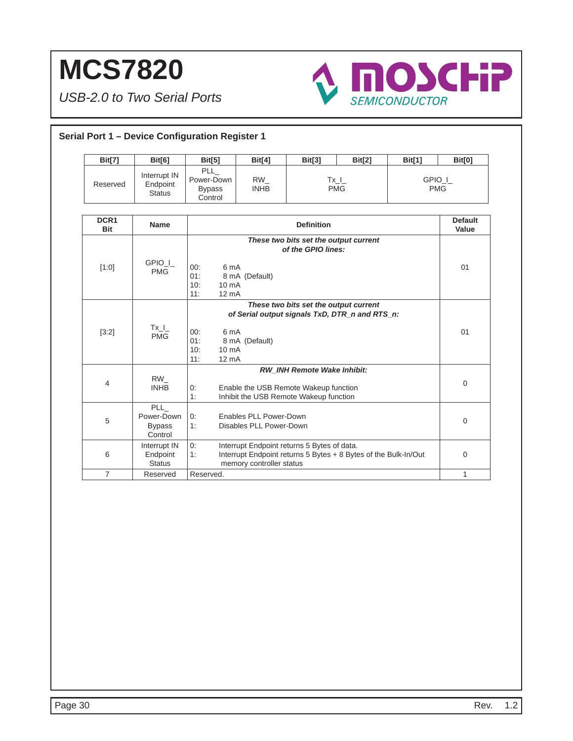## Serial Port 1 – Device Configuration Register 1

| Bit[7] | Bit[6] | Bit[5] | Bit[4] | Bit[3] | Bit[2] | Bit[1] | Bit[0] |
|---|---|---|---|---|---|---|---|
| Reserved | Interrupt IN Endpoint Status | PLL_ Power-Down Bypass Control | RW_ INHB | Tx_I_ PMG | | GPIO_I_ PMG | |

| DCR1 Bit | Name | Definition | Default Value |
|---|---|---|---|
| [1:0] | GPIO_I_ PMG | ***These two bits set the output current of the GPIO lines:*** <br> 00: 6 mA <br> 01: 8 mA (Default) <br> 10: 10 mA <br> 11: 12 mA | 01 |
| [3:2] | Tx_I_ PMG | ***These two bits set the output current of Serial output signals TxD, DTR_n and RTS_n:*** <br> 00: 6 mA <br> 01: 8 mA (Default) <br> 10: 10 mA <br> 11: 12 mA | 01 |
| 4 | RW_ INHB | ***RW_INH Remote Wake Inhibit:*** <br> 0: Enable the USB Remote Wakeup function <br> 1: Inhibit the USB Remote Wakeup function | 0 |
| 5 | PLL_ Power-Down Bypass Control | 0: Enables PLL Power-Down <br> 1: Disables PLL Power-Down | 0 |
| 6 | Interrupt IN Endpoint Status | 0: Interrupt Endpoint returns 5 Bytes of data. <br> 1: Interrupt Endpoint returns 5 Bytes + 8 Bytes of the Bulk-In/Out memory controller status | 0 |
| 7 | Reserved | Reserved. | 1 |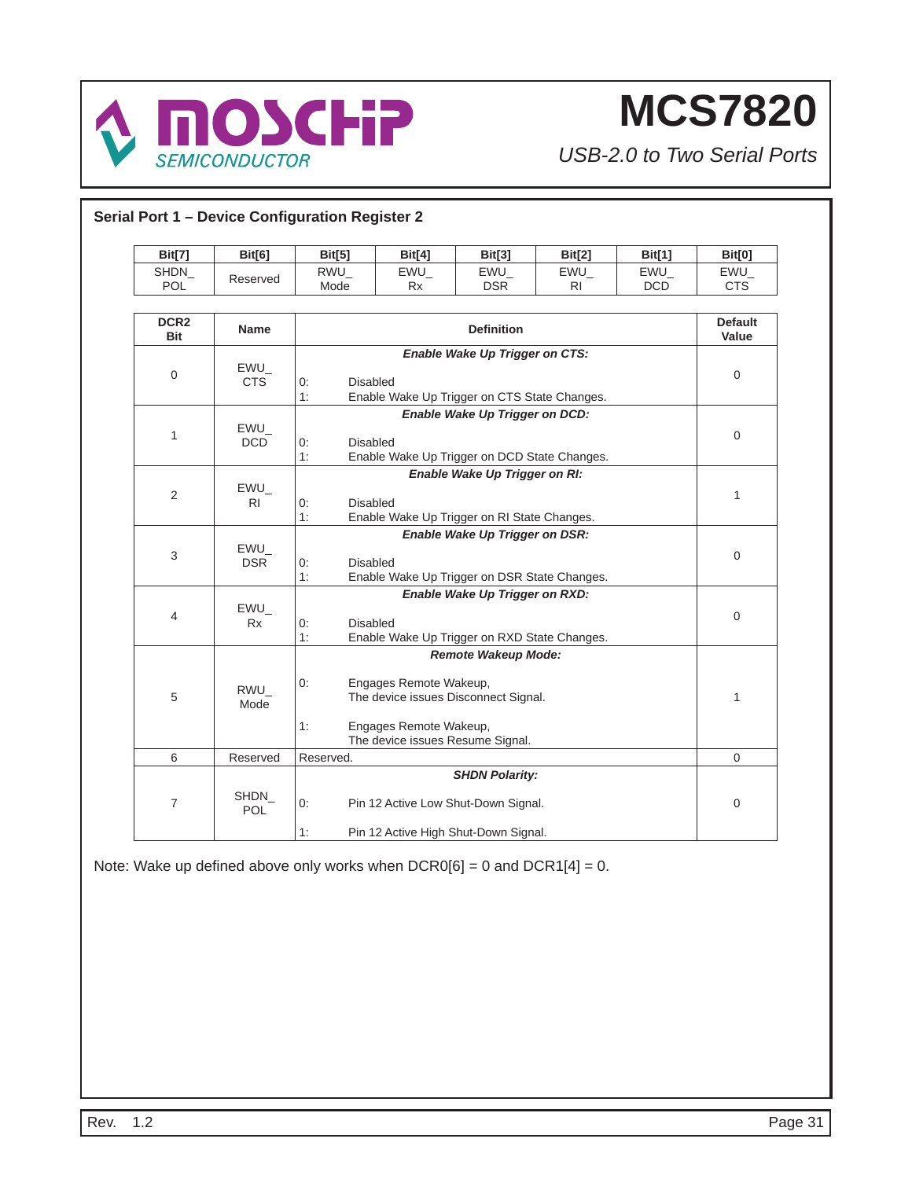## Serial Port 1 – Device Configuration Register 2

| Bit[7] | Bit[6] | Bit[5] | Bit[4] | Bit[3] | Bit[2] | Bit[1] | Bit[0] |
|---|---|---|---|---|---|---|---|
| SHDN_POL | Reserved | RWU_Mode | EWU_Rx | EWU_DSR | EWU_RI | EWU_DCD | EWU_CTS |

| DCR2 Bit | Name | Definition | Default Value |
|---|---|---|---|
| 0 | EWU_CTS | ***Enable Wake Up Trigger on CTS:***<br>0: Disabled<br>1: Enable Wake Up Trigger on CTS State Changes. | 0 |
| 1 | EWU_DCD | ***Enable Wake Up Trigger on DCD:***<br>0: Disabled<br>1: Enable Wake Up Trigger on DCD State Changes. | 0 |
| 2 | EWU_RI | ***Enable Wake Up Trigger on RI:***<br>0: Disabled<br>1: Enable Wake Up Trigger on RI State Changes. | 1 |
| 3 | EWU_DSR | ***Enable Wake Up Trigger on DSR:***<br>0: Disabled<br>1: Enable Wake Up Trigger on DSR State Changes. | 0 |
| 4 | EWU_Rx | ***Enable Wake Up Trigger on RXD:***<br>0: Disabled<br>1: Enable Wake Up Trigger on RXD State Changes. | 0 |
| 5 | RWU_Mode | ***Remote Wakeup Mode:***<br>0: Engages Remote Wakeup, The device issues Disconnect Signal.<br>1: Engages Remote Wakeup, The device issues Resume Signal. | 1 |
| 6 | Reserved | Reserved. | 0 |
| 7 | SHDN_POL | ***SHDN Polarity:***<br>0: Pin 12 Active Low Shut-Down Signal.<br>1: Pin 12 Active High Shut-Down Signal. | 0 |

Note: Wake up defined above only works when DCR0[6] = 0 and DCR1[4] = 0.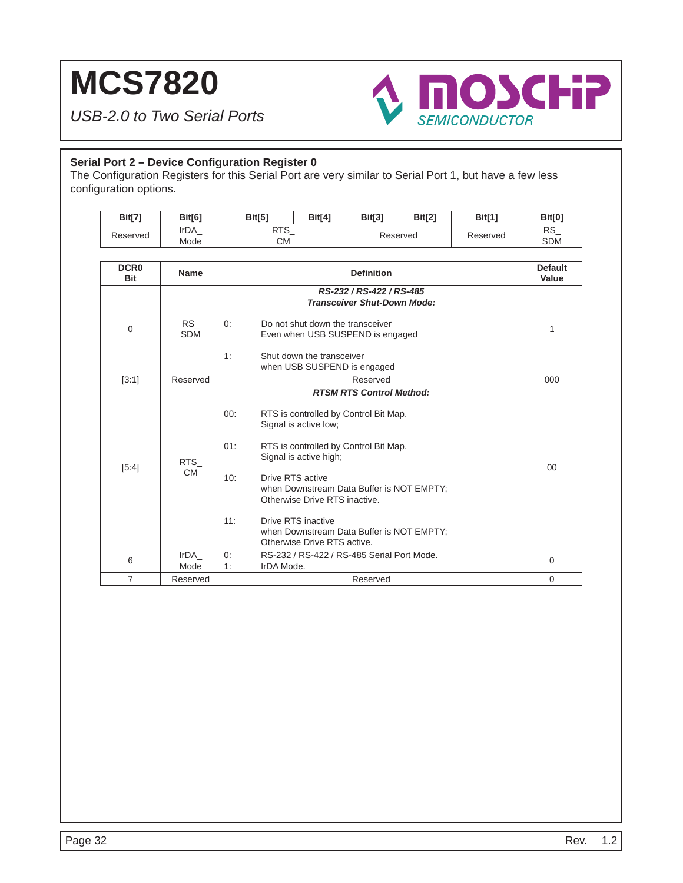## Serial Port 2 – Device Configuration Register 0

The Configuration Registers for this Serial Port are very similar to Serial Port 1, but have a few less configuration options.

| Bit[7] | Bit[6] | Bit[5] | Bit[4] | Bit[3] | Bit[2] | Bit[1] | Bit[0] |
|---|---|---|---|---|---|---|---|
| Reserved | IrDA_ Mode | RTS_ CM | | Reserved | | Reserved | RS_ SDM |

| DCR0 Bit | Name | Definition | Default Value |
|---|---|---|---|
| 0 | RS_ SDM | ***RS-232 / RS-422 / RS-485 Transceiver Shut-Down Mode:*** <br> 0: Do not shut down the transceiver Even when USB SUSPEND is engaged <br> 1: Shut down the transceiver when USB SUSPEND is engaged | 1 |
| [3:1] | Reserved | Reserved | 000 |
| [5:4] | RTS_ CM | ***RTSM RTS Control Method:*** <br> 00: RTS is controlled by Control Bit Map. Signal is active low; <br> 01: RTS is controlled by Control Bit Map. Signal is active high; <br> 10: Drive RTS active when Downstream Data Buffer is NOT EMPTY; Otherwise Drive RTS inactive. <br> 11: Drive RTS inactive when Downstream Data Buffer is NOT EMPTY; Otherwise Drive RTS active. | 00 |
| 6 | IrDA_ Mode | 0: RS-232 / RS-422 / RS-485 Serial Port Mode. <br> 1: IrDA Mode. | 0 |
| 7 | Reserved | Reserved | 0 |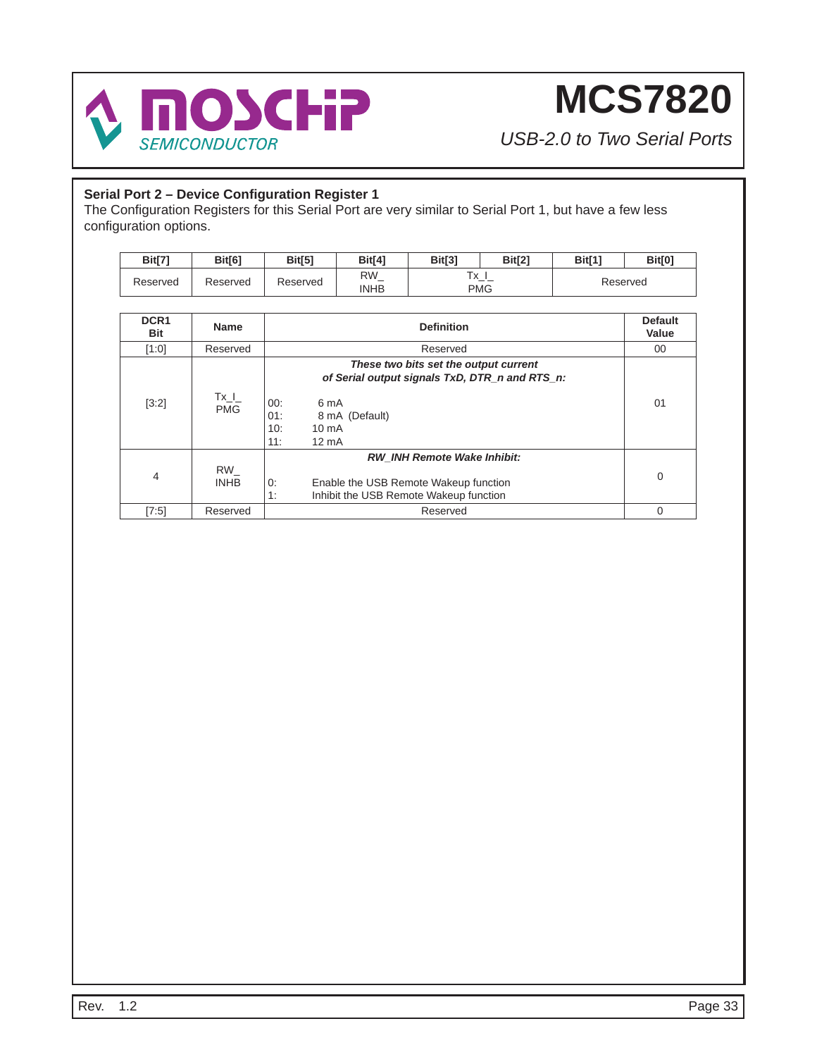### Serial Port 2 – Device Configuration Register 1

The Configuration Registers for this Serial Port are very similar to Serial Port 1, but have a few less configuration options.

| Bit[7] | Bit[6] | Bit[5] | Bit[4] | Bit[3] | Bit[2] | Bit[1] | Bit[0] |
|---|---|---|---|---|---|---|---|
| Reserved | Reserved | Reserved | RW_ INHB | Tx_I_ PMG | | Reserved | |

| DCR1 Bit | Name | Definition | Default Value |
|---|---|---|---|
| [1:0] | Reserved | Reserved | 00 |
| [3:2] | Tx_I_ PMG | ***These two bits set the output current of Serial output signals TxD, DTR_n and RTS_n:*** 00: 6 mA 01: 8 mA (Default) 10: 10 mA 11: 12 mA | 01 |
| 4 | RW_ INHB | ***RW_INH Remote Wake Inhibit:*** 0: Enable the USB Remote Wakeup function 1: Inhibit the USB Remote Wakeup function | 0 |
| [7:5] | Reserved | Reserved | 0 |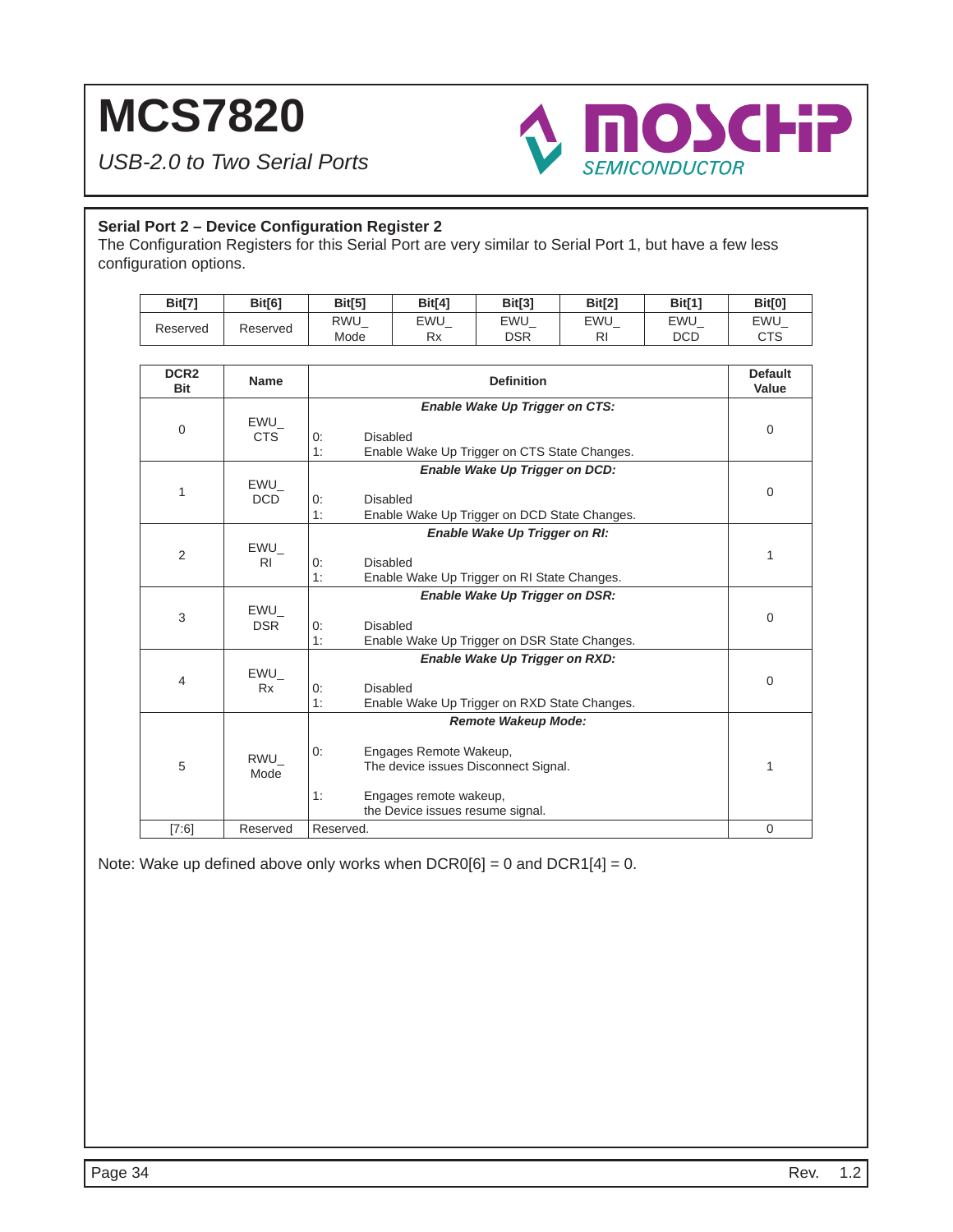**Serial Port 2 – Device Configuration Register 2**

The Configuration Registers for this Serial Port are very similar to Serial Port 1, but have a few less configuration options.

| Bit[7] | Bit[6] | Bit[5] | Bit[4] | Bit[3] | Bit[2] | Bit[1] | Bit[0] |
|---|---|---|---|---|---|---|---|
| Reserved | Reserved | RWU_ Mode | EWU_ Rx | EWU_ DSR | EWU_ RI | EWU_ DCD | EWU_ CTS |

| DCR2 Bit | Name | Definition | Default Value |
|---|---|---|---|
| 0 | EWU_ CTS | ***Enable Wake Up Trigger on CTS:***<br>0: Disabled<br>1: Enable Wake Up Trigger on CTS State Changes. | 0 |
| 1 | EWU_ DCD | ***Enable Wake Up Trigger on DCD:***<br>0: Disabled<br>1: Enable Wake Up Trigger on DCD State Changes. | 0 |
| 2 | EWU_ RI | ***Enable Wake Up Trigger on RI:***<br>0: Disabled<br>1: Enable Wake Up Trigger on RI State Changes. | 1 |
| 3 | EWU_ DSR | ***Enable Wake Up Trigger on DSR:***<br>0: Disabled<br>1: Enable Wake Up Trigger on DSR State Changes. | 0 |
| 4 | EWU_ Rx | ***Enable Wake Up Trigger on RXD:***<br>0: Disabled<br>1: Enable Wake Up Trigger on RXD State Changes. | 0 |
| 5 | RWU_ Mode | ***Remote Wakeup Mode:***<br>0: Engages Remote Wakeup, The device issues Disconnect Signal.<br>1: Engages remote wakeup, the Device issues resume signal. | 1 |
| [7:6] | Reserved | Reserved. | 0 |

Note: Wake up defined above only works when DCR0[6] = 0 and DCR1[4] = 0.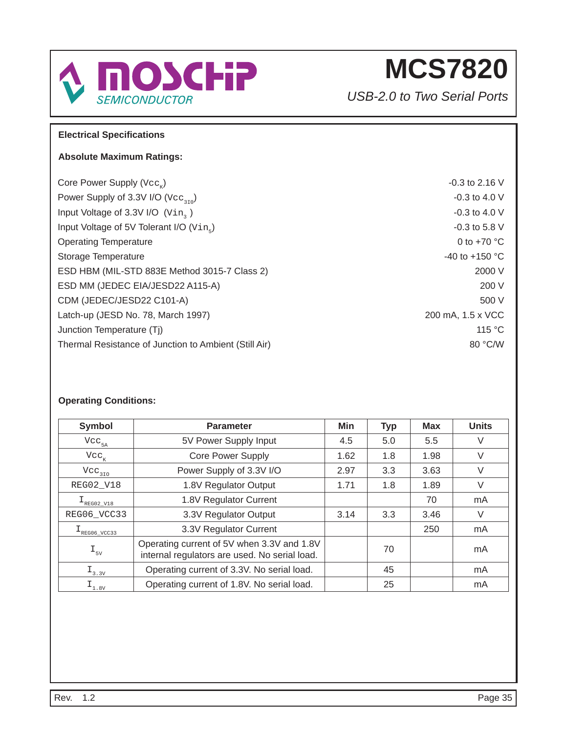## Electrical Specifications

### Absolute Maximum Ratings:

| | |
|---|---|
| Core Power Supply ($Vcc_K$) | -0.3 to 2.16 V |
| Power Supply of 3.3V I/O ($Vcc_{3IO}$) | -0.3 to 4.0 V |
| Input Voltage of 3.3V I/O ($Vin_3$) | -0.3 to 4.0 V |
| Input Voltage of 5V Tolerant I/O ($Vin_5$) | -0.3 to 5.8 V |
| Operating Temperature | 0 to +70 °C |
| Storage Temperature | -40 to +150 °C |
| ESD HBM (MIL-STD 883E Method 3015-7 Class 2) | 2000 V |
| ESD MM (JEDEC EIA/JESD22 A115-A) | 200 V |
| CDM (JEDEC/JESD22 C101-A) | 500 V |
| Latch-up (JESD No. 78, March 1997) | 200 mA, 1.5 x VCC |
| Junction Temperature (Tj) | 115 °C |
| Thermal Resistance of Junction to Ambient (Still Air) | 80 °C/W |

### Operating Conditions:

| Symbol | Parameter | Min | Typ | Max | Units |
|---|---|---|---|---|---|
| $Vcc_{5A}$ | 5V Power Supply Input | 4.5 | 5.0 | 5.5 | V |
| $Vcc_K$ | Core Power Supply | 1.62 | 1.8 | 1.98 | V |
| $Vcc_{3IO}$ | Power Supply of 3.3V I/O | 2.97 | 3.3 | 3.63 | V |
| REG02_V18 | 1.8V Regulator Output | 1.71 | 1.8 | 1.89 | V |
| $I_{REG02\_V18}$ | 1.8V Regulator Current | | | 70 | mA |
| REG06_VCC33 | 3.3V Regulator Output | 3.14 | 3.3 | 3.46 | V |
| $I_{REG06\_VCC33}$ | 3.3V Regulator Current | | | 250 | mA |
| $I_{5V}$ | Operating current of 5V when 3.3V and 1.8V internal regulators are used. No serial load. | | 70 | | mA |
| $I_{3.3V}$ | Operating current of 3.3V. No serial load. | | 45 | | mA |
| $I_{1.8V}$ | Operating current of 1.8V. No serial load. | | 25 | | mA |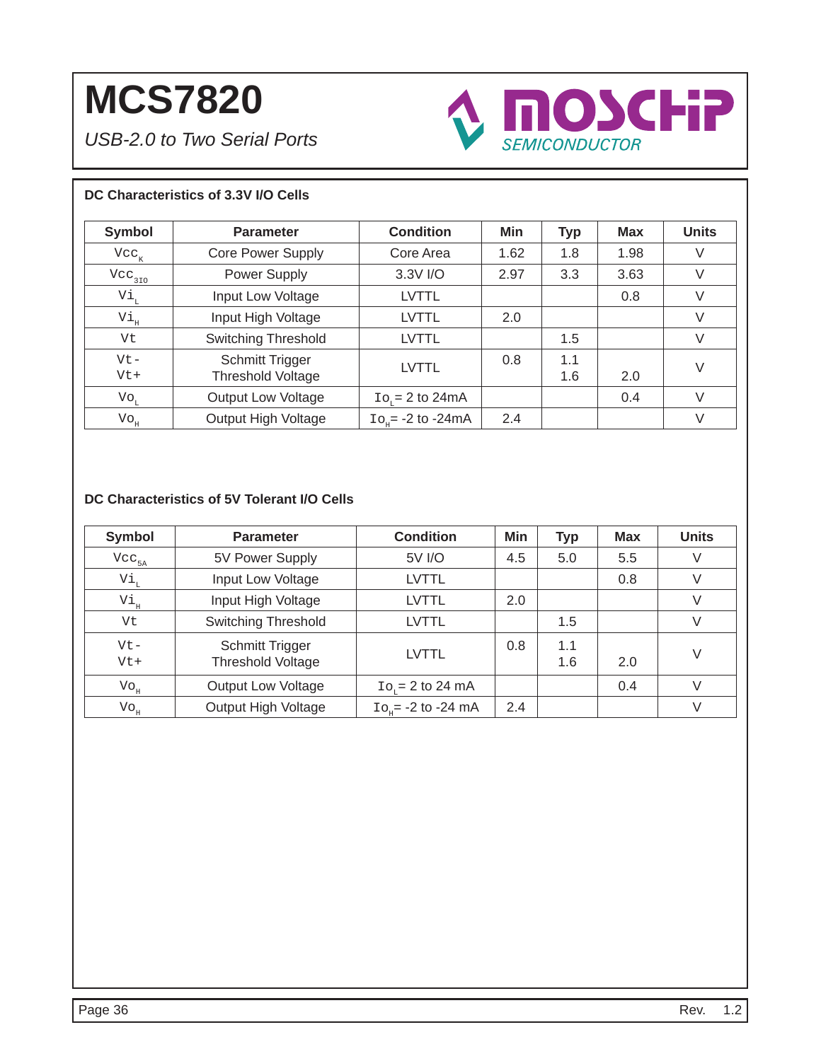# MCS7820

*USB-2.0 to Two Serial Ports*

**DC Characteristics of 3.3V I/O Cells**

| Symbol | Parameter | Condition | Min | Typ | Max | Units |
|---|---|---|---|---|---|---|
| $Vcc_K$ | Core Power Supply | Core Area | 1.62 | 1.8 | 1.98 | V |
| $Vcc_{3IO}$ | Power Supply | 3.3V I/O | 2.97 | 3.3 | 3.63 | V |
| $Vi_L$ | Input Low Voltage | LVTTL | | | 0.8 | V |
| $Vi_H$ | Input High Voltage | LVTTL | 2.0 | | | V |
| Vt | Switching Threshold | LVTTL | | 1.5 | | V |
| Vt-<br>Vt+ | Schmitt Trigger Threshold Voltage | LVTTL | 0.8 | 1.1<br>1.6 | 2.0 | V |
| $Vo_L$ | Output Low Voltage | $Io_L$= 2 to 24mA | | | 0.4 | V |
| $Vo_H$ | Output High Voltage | $Io_H$= -2 to -24mA | 2.4 | | | V |

**DC Characteristics of 5V Tolerant I/O Cells**

| Symbol | Parameter | Condition | Min | Typ | Max | Units |
|---|---|---|---|---|---|---|
| $Vcc_{5A}$ | 5V Power Supply | 5V I/O | 4.5 | 5.0 | 5.5 | V |
| $Vi_L$ | Input Low Voltage | LVTTL | | | 0.8 | V |
| $Vi_H$ | Input High Voltage | LVTTL | 2.0 | | | V |
| Vt | Switching Threshold | LVTTL | | 1.5 | | V |
| Vt-<br>Vt+ | Schmitt Trigger Threshold Voltage | LVTTL | 0.8 | 1.1<br>1.6 | 2.0 | V |
| $Vo_H$ | Output Low Voltage | $Io_L$= 2 to 24 mA | | | 0.4 | V |
| $Vo_H$ | Output High Voltage | $Io_H$= -2 to -24 mA | 2.4 | | | V |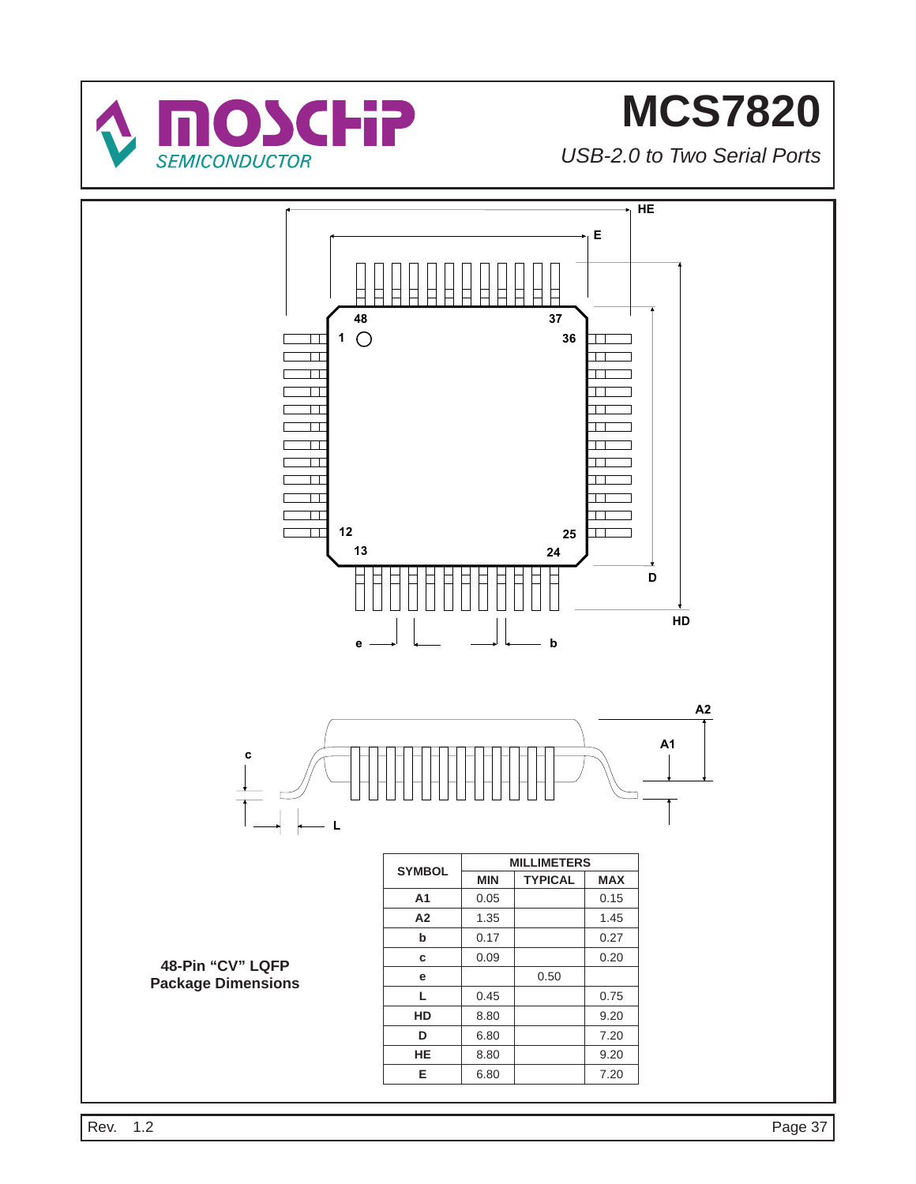**48-Pin “CV” LQFP Package Dimensions**

| SYMBOL | MILLIMETERS | | |
|---|---|---|---|
| | MIN | TYPICAL | MAX |
| A1 | 0.05 | | 0.15 |
| A2 | 1.35 | | 1.45 |
| b | 0.17 | | 0.27 |
| c | 0.09 | | 0.20 |
| e | | 0.50 | |
| L | 0.45 | | 0.75 |
| HD | 8.80 | | 9.20 |
| D | 6.80 | | 7.20 |
| HE | 8.80 | | 9.20 |
| E | 6.80 | | 7.20 |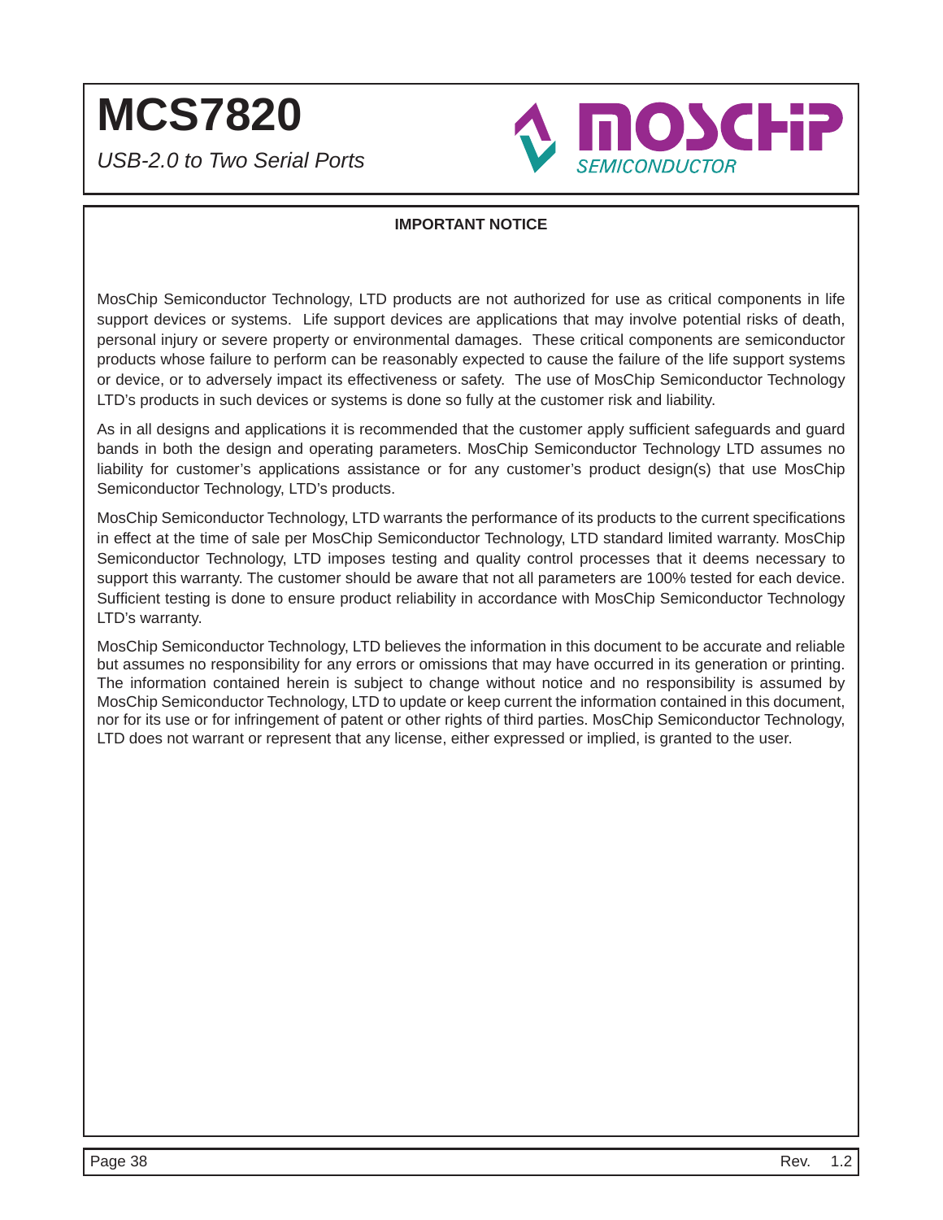**IMPORTANT NOTICE**

MosChip Semiconductor Technology, LTD products are not authorized for use as critical components in life support devices or systems. Life support devices are applications that may involve potential risks of death, personal injury or severe property or environmental damages. These critical components are semiconductor products whose failure to perform can be reasonably expected to cause the failure of the life support systems or device, or to adversely impact its effectiveness or safety. The use of MosChip Semiconductor Technology LTD's products in such devices or systems is done so fully at the customer risk and liability.

As in all designs and applications it is recommended that the customer apply sufficient safeguards and guard bands in both the design and operating parameters. MosChip Semiconductor Technology LTD assumes no liability for customer's applications assistance or for any customer's product design(s) that use MosChip Semiconductor Technology, LTD's products.

MosChip Semiconductor Technology, LTD warrants the performance of its products to the current specifications in effect at the time of sale per MosChip Semiconductor Technology, LTD standard limited warranty. MosChip Semiconductor Technology, LTD imposes testing and quality control processes that it deems necessary to support this warranty. The customer should be aware that not all parameters are 100% tested for each device. Sufficient testing is done to ensure product reliability in accordance with MosChip Semiconductor Technology LTD's warranty.

MosChip Semiconductor Technology, LTD believes the information in this document to be accurate and reliable but assumes no responsibility for any errors or omissions that may have occurred in its generation or printing. The information contained herein is subject to change without notice and no responsibility is assumed by MosChip Semiconductor Technology, LTD to update or keep current the information contained in this document, nor for its use or for infringement of patent or other rights of third parties. MosChip Semiconductor Technology, LTD does not warrant or represent that any license, either expressed or implied, is granted to the user.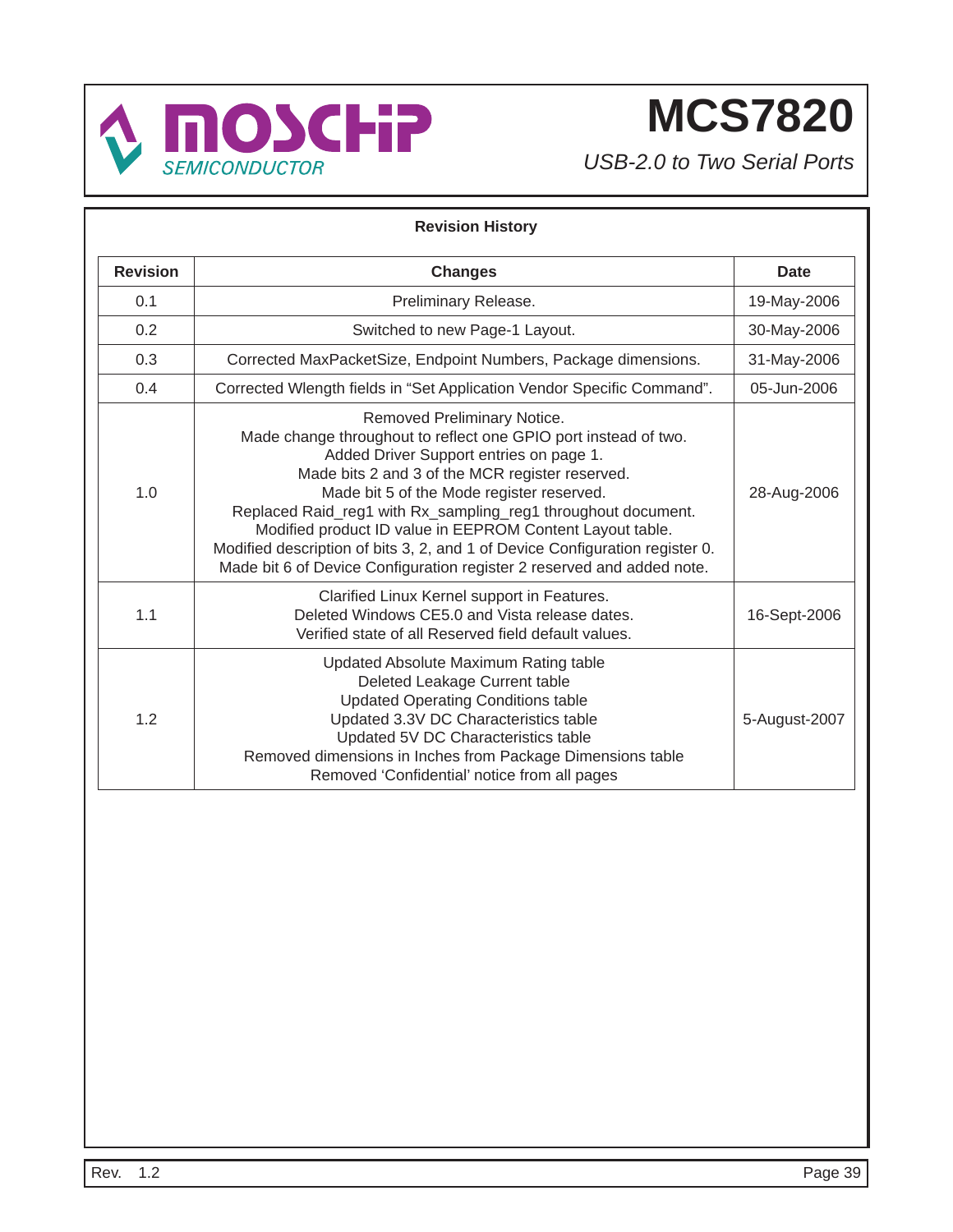## Revision History

| Revision | Changes | Date |
|---|---|---|
| 0.1 | Preliminary Release. | 19-May-2006 |
| 0.2 | Switched to new Page-1 Layout. | 30-May-2006 |
| 0.3 | Corrected MaxPacketSize, Endpoint Numbers, Package dimensions. | 31-May-2006 |
| 0.4 | Corrected Wlength fields in “Set Application Vendor Specific Command”. | 05-Jun-2006 |
| 1.0 | Removed Preliminary Notice.<br>Made change throughout to reflect one GPIO port instead of two.<br>Added Driver Support entries on page 1.<br>Made bits 2 and 3 of the MCR register reserved.<br>Made bit 5 of the Mode register reserved.<br>Replaced Raid_reg1 with Rx_sampling_reg1 throughout document.<br>Modified product ID value in EEPROM Content Layout table.<br>Modified description of bits 3, 2, and 1 of Device Configuration register 0.<br>Made bit 6 of Device Configuration register 2 reserved and added note. | 28-Aug-2006 |
| 1.1 | Clarified Linux Kernel support in Features.<br>Deleted Windows CE5.0 and Vista release dates.<br>Verified state of all Reserved field default values. | 16-Sept-2006 |
| 1.2 | Updated Absolute Maximum Rating table<br>Deleted Leakage Current table<br>Updated Operating Conditions table<br>Updated 3.3V DC Characteristics table<br>Updated 5V DC Characteristics table<br>Removed dimensions in Inches from Package Dimensions table<br>Removed ‘Confidential’ notice from all pages | 5-August-2007 |